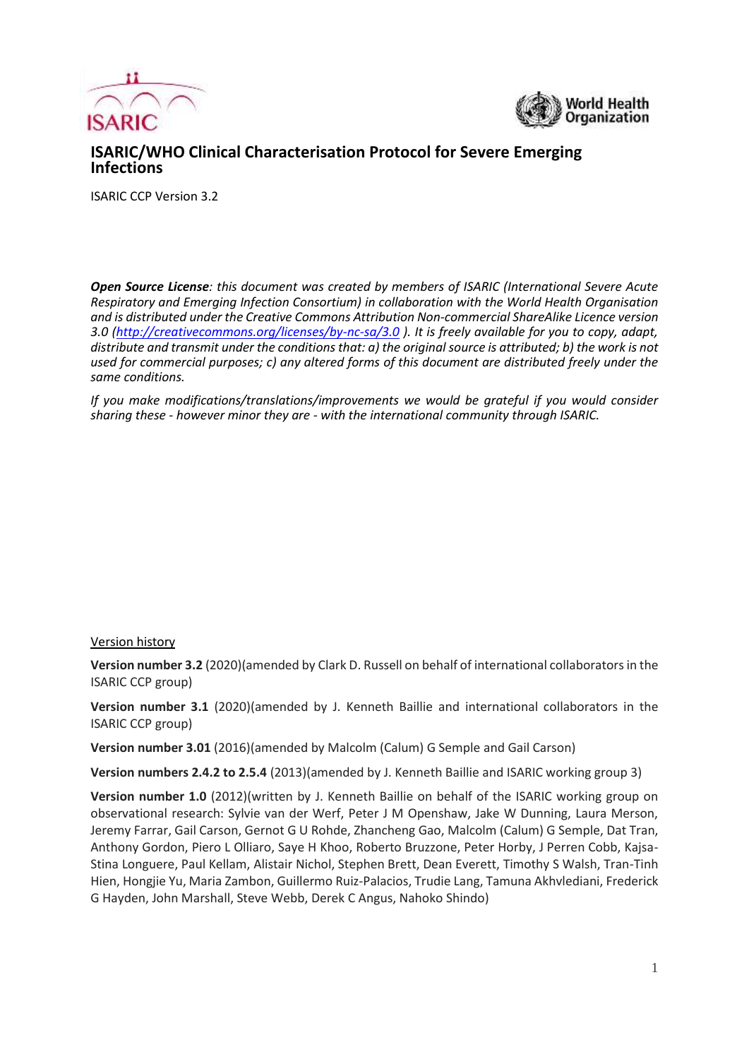# ISARIC/WHO Clinical Characterisation Protocol for Severe Emerging Infections

ISARIC CCP Version 3.2

***Open Source License****: this document was created by members of ISARIC (International Severe Acute Respiratory and Emerging Infection Consortium) in collaboration with the World Health Organisation and is distributed under the Creative Commons Attribution Non-commercial ShareAlike Licence version 3.0 (http://creativecommons.org/licenses/by-nc-sa/3.0 ). It is freely available for you to copy, adapt, distribute and transmit under the conditions that: a) the original source is attributed; b) the work is not used for commercial purposes; c) any altered forms of this document are distributed freely under the same conditions.*

*If you make modifications/translations/improvements we would be grateful if you would consider sharing these - however minor they are - with the international community through ISARIC.*

Version history

**Version number 3.2** (2020)(amended by Clark D. Russell on behalf of international collaborators in the ISARIC CCP group)

**Version number 3.1** (2020)(amended by J. Kenneth Baillie and international collaborators in the ISARIC CCP group)

**Version number 3.01** (2016)(amended by Malcolm (Calum) G Semple and Gail Carson)

**Version numbers 2.4.2 to 2.5.4** (2013)(amended by J. Kenneth Baillie and ISARIC working group 3)

**Version number 1.0** (2012)(written by J. Kenneth Baillie on behalf of the ISARIC working group on observational research: Sylvie van der Werf, Peter J M Openshaw, Jake W Dunning, Laura Merson, Jeremy Farrar, Gail Carson, Gernot G U Rohde, Zhancheng Gao, Malcolm (Calum) G Semple, Dat Tran, Anthony Gordon, Piero L Olliaro, Saye H Khoo, Roberto Bruzzone, Peter Horby, J Perren Cobb, Kajsa-Stina Longuere, Paul Kellam, Alistair Nichol, Stephen Brett, Dean Everett, Timothy S Walsh, Tran-Tinh Hien, Hongjie Yu, Maria Zambon, Guillermo Ruiz-Palacios, Trudie Lang, Tamuna Akhvlediani, Frederick G Hayden, John Marshall, Steve Webb, Derek C Angus, Nahoko Shindo)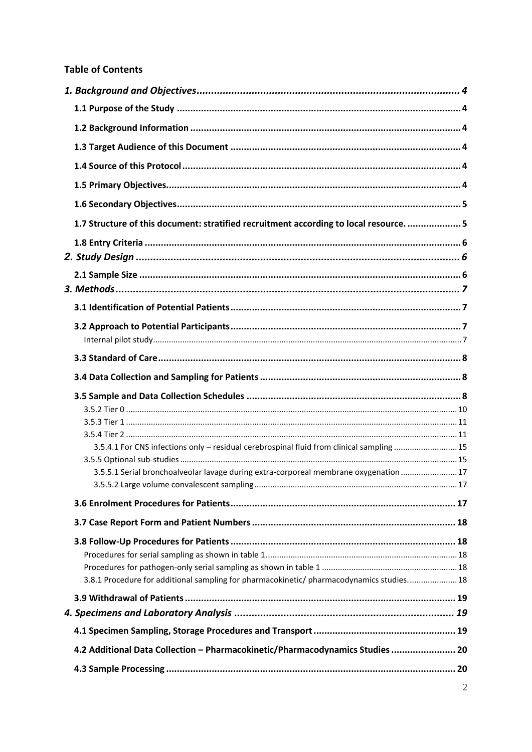**Table of Contents**

*1. Background and Objectives* ... 4

**1.1 Purpose of the Study** ... 4

**1.2 Background Information** ... 4

**1.3 Target Audience of this Document** ... 4

**1.4 Source of this Protocol** ... 4

**1.5 Primary Objectives** ... 4

**1.6 Secondary Objectives** ... 5

**1.7 Structure of this document: stratified recruitment according to local resource.** ... 5

**1.8 Entry Criteria** ... 6

*2. Study Design* ... 6

**2.1 Sample Size** ... 6

*3. Methods* ... 7

**3.1 Identification of Potential Patients** ... 7

**3.2 Approach to Potential Participants** ... 7

Internal pilot study ... 7

**3.3 Standard of Care** ... 8

**3.4 Data Collection and Sampling for Patients** ... 8

**3.5 Sample and Data Collection Schedules** ... 8

3.5.2 Tier 0 ... 10

3.5.3 Tier 1 ... 11

3.5.4 Tier 2 ... 11

3.5.4.1 For CNS infections only – residual cerebrospinal fluid from clinical sampling ... 15

3.5.5 Optional sub-studies ... 15

3.5.5.1 Serial bronchoalveolar lavage during extra-corporeal membrane oxygenation ... 17

3.5.5.2 Large volume convalescent sampling ... 17

**3.6 Enrolment Procedures for Patients** ... 17

**3.7 Case Report Form and Patient Numbers** ... 18

**3.8 Follow-Up Procedures for Patients** ... 18

Procedures for serial sampling as shown in table 1 ... 18

Procedures for pathogen-only serial sampling as shown in table 1 ... 18

3.8.1 Procedure for additional sampling for pharmacokinetic/ pharmacodynamics studies. ... 18

**3.9 Withdrawal of Patients** ... 19

*4. Specimens and Laboratory Analysis* ... 19

**4.1 Specimen Sampling, Storage Procedures and Transport** ... 19

**4.2 Additional Data Collection – Pharmacokinetic/Pharmacodynamics Studies** ... 20

**4.3 Sample Processing** ... 20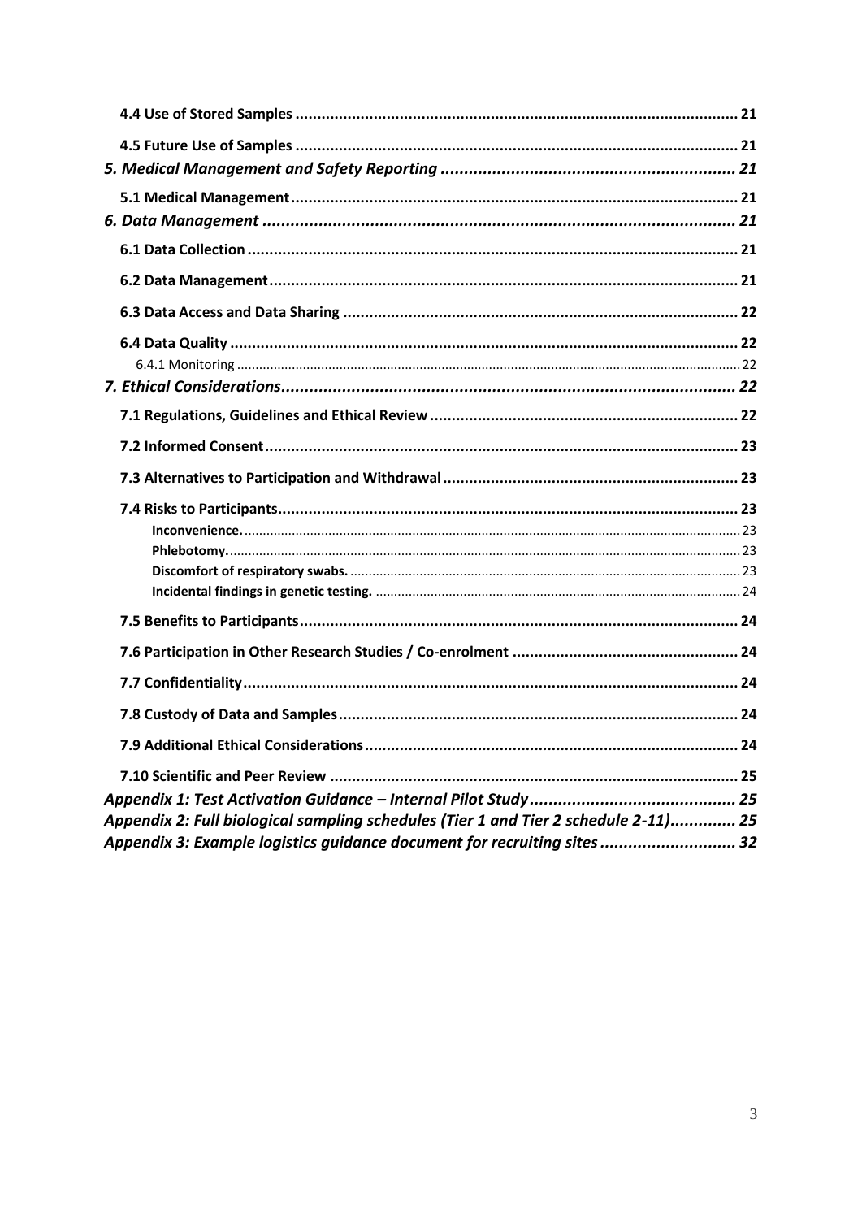**4.4 Use of Stored Samples** .................................................................................................... 21

**4.5 Future Use of Samples** .................................................................................................... 21

***5. Medical Management and Safety Reporting*** ............................................................... 21

**5.1 Medical Management** ...................................................................................................... 21

***6. Data Management*** ....................................................................................................... 21

**6.1 Data Collection** ................................................................................................................ 21

**6.2 Data Management** ........................................................................................................... 21

**6.3 Data Access and Data Sharing** .......................................................................................... 22

**6.4 Data Quality** .................................................................................................................... 22

6.4.1 Monitoring ........................................................................................................................... 22

***7. Ethical Considerations*** ................................................................................................. 22

**7.1 Regulations, Guidelines and Ethical Review** ...................................................................... 22

**7.2 Informed Consent** ............................................................................................................ 23

**7.3 Alternatives to Participation and Withdrawal** ................................................................... 23

**7.4 Risks to Participants** ......................................................................................................... 23

**Inconvenience.** ....................................................................................................................... 23

**Phlebotomy.** ........................................................................................................................... 23

**Discomfort of respiratory swabs.** ........................................................................................... 23

**Incidental findings in genetic testing.** .................................................................................... 24

**7.5 Benefits to Participants** .................................................................................................... 24

**7.6 Participation in Other Research Studies / Co-enrolment** ................................................... 24

**7.7 Confidentiality** ................................................................................................................. 24

**7.8 Custody of Data and Samples** ........................................................................................... 24

**7.9 Additional Ethical Considerations** ..................................................................................... 24

**7.10 Scientific and Peer Review** ............................................................................................. 25

***Appendix 1: Test Activation Guidance – Internal Pilot Study*** ............................................ 25

***Appendix 2: Full biological sampling schedules (Tier 1 and Tier 2 schedule 2-11)*** .............. 25

***Appendix 3: Example logistics guidance document for recruiting sites*** ............................ 32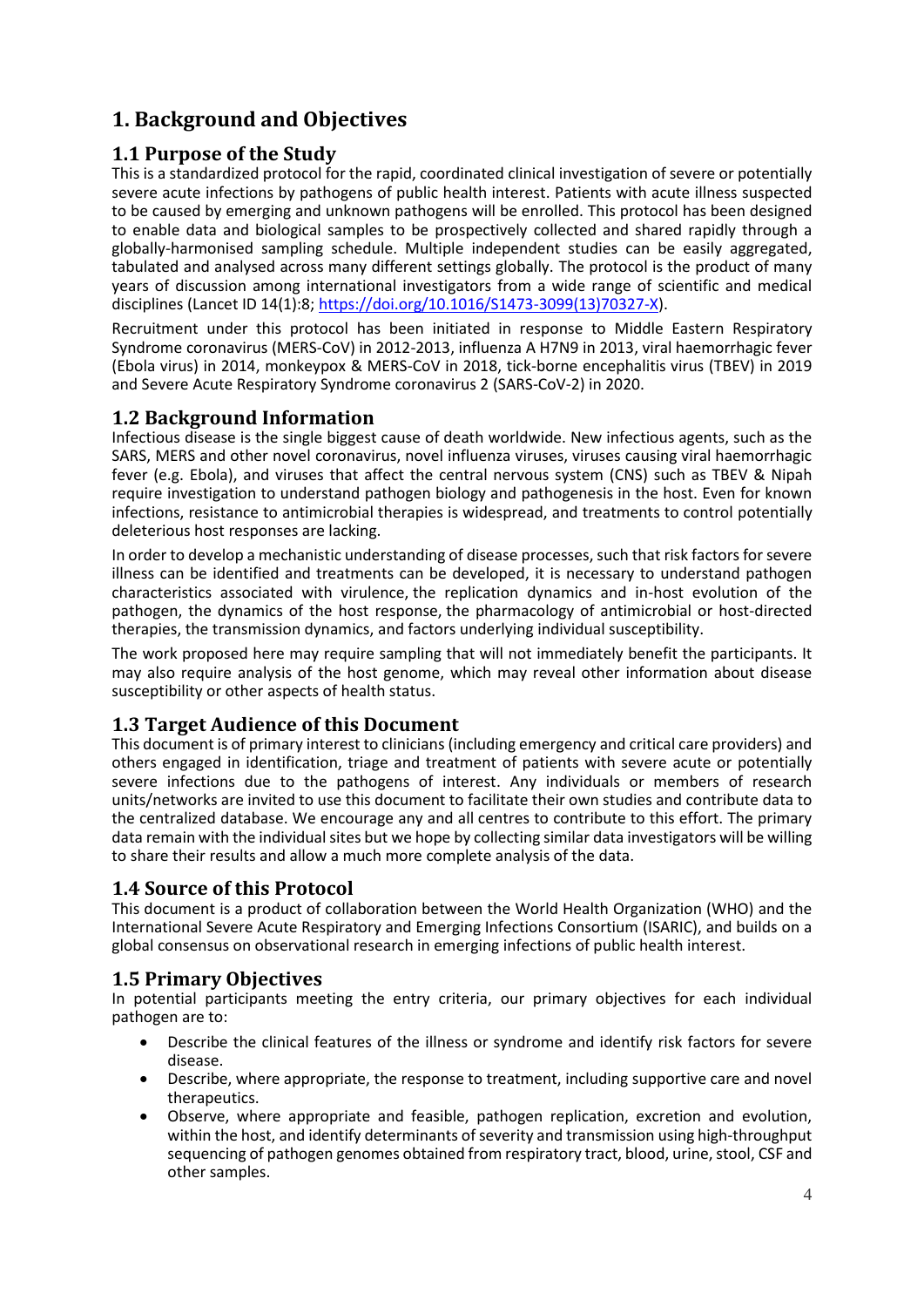# 1. Background and Objectives

## 1.1 Purpose of the Study

This is a standardized protocol for the rapid, coordinated clinical investigation of severe or potentially severe acute infections by pathogens of public health interest. Patients with acute illness suspected to be caused by emerging and unknown pathogens will be enrolled. This protocol has been designed to enable data and biological samples to be prospectively collected and shared rapidly through a globally-harmonised sampling schedule. Multiple independent studies can be easily aggregated, tabulated and analysed across many different settings globally. The protocol is the product of many years of discussion among international investigators from a wide range of scientific and medical disciplines (Lancet ID 14(1):8; https://doi.org/10.1016/S1473-3099(13)70327-X).

Recruitment under this protocol has been initiated in response to Middle Eastern Respiratory Syndrome coronavirus (MERS-CoV) in 2012-2013, influenza A H7N9 in 2013, viral haemorrhagic fever (Ebola virus) in 2014, monkeypox & MERS-CoV in 2018, tick-borne encephalitis virus (TBEV) in 2019 and Severe Acute Respiratory Syndrome coronavirus 2 (SARS-CoV-2) in 2020.

## 1.2 Background Information

Infectious disease is the single biggest cause of death worldwide. New infectious agents, such as the SARS, MERS and other novel coronavirus, novel influenza viruses, viruses causing viral haemorrhagic fever (e.g. Ebola), and viruses that affect the central nervous system (CNS) such as TBEV & Nipah require investigation to understand pathogen biology and pathogenesis in the host. Even for known infections, resistance to antimicrobial therapies is widespread, and treatments to control potentially deleterious host responses are lacking.

In order to develop a mechanistic understanding of disease processes, such that risk factors for severe illness can be identified and treatments can be developed, it is necessary to understand pathogen characteristics associated with virulence, the replication dynamics and in-host evolution of the pathogen, the dynamics of the host response, the pharmacology of antimicrobial or host-directed therapies, the transmission dynamics, and factors underlying individual susceptibility.

The work proposed here may require sampling that will not immediately benefit the participants. It may also require analysis of the host genome, which may reveal other information about disease susceptibility or other aspects of health status.

## 1.3 Target Audience of this Document

This document is of primary interest to clinicians (including emergency and critical care providers) and others engaged in identification, triage and treatment of patients with severe acute or potentially severe infections due to the pathogens of interest. Any individuals or members of research units/networks are invited to use this document to facilitate their own studies and contribute data to the centralized database. We encourage any and all centres to contribute to this effort. The primary data remain with the individual sites but we hope by collecting similar data investigators will be willing to share their results and allow a much more complete analysis of the data.

## 1.4 Source of this Protocol

This document is a product of collaboration between the World Health Organization (WHO) and the International Severe Acute Respiratory and Emerging Infections Consortium (ISARIC), and builds on a global consensus on observational research in emerging infections of public health interest.

## 1.5 Primary Objectives

In potential participants meeting the entry criteria, our primary objectives for each individual pathogen are to:

- Describe the clinical features of the illness or syndrome and identify risk factors for severe disease.
- Describe, where appropriate, the response to treatment, including supportive care and novel therapeutics.
- Observe, where appropriate and feasible, pathogen replication, excretion and evolution, within the host, and identify determinants of severity and transmission using high-throughput sequencing of pathogen genomes obtained from respiratory tract, blood, urine, stool, CSF and other samples.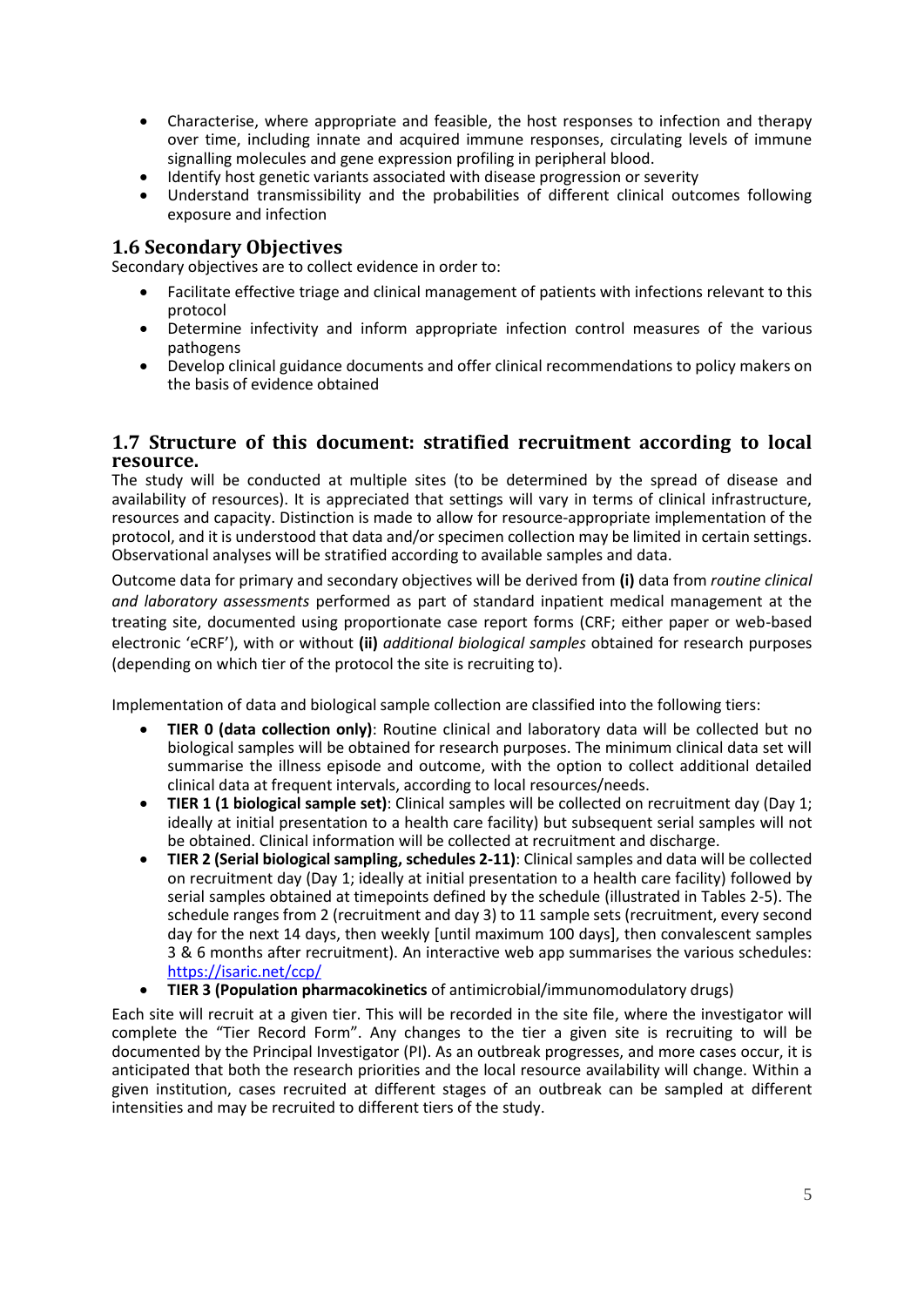- Characterise, where appropriate and feasible, the host responses to infection and therapy over time, including innate and acquired immune responses, circulating levels of immune signalling molecules and gene expression profiling in peripheral blood.
- Identify host genetic variants associated with disease progression or severity
- Understand transmissibility and the probabilities of different clinical outcomes following exposure and infection

## 1.6 Secondary Objectives

Secondary objectives are to collect evidence in order to:

- Facilitate effective triage and clinical management of patients with infections relevant to this protocol
- Determine infectivity and inform appropriate infection control measures of the various pathogens
- Develop clinical guidance documents and offer clinical recommendations to policy makers on the basis of evidence obtained

## 1.7 Structure of this document: stratified recruitment according to local resource.

The study will be conducted at multiple sites (to be determined by the spread of disease and availability of resources). It is appreciated that settings will vary in terms of clinical infrastructure, resources and capacity. Distinction is made to allow for resource-appropriate implementation of the protocol, and it is understood that data and/or specimen collection may be limited in certain settings. Observational analyses will be stratified according to available samples and data.

Outcome data for primary and secondary objectives will be derived from **(i)** data from *routine clinical and laboratory assessments* performed as part of standard inpatient medical management at the treating site, documented using proportionate case report forms (CRF; either paper or web-based electronic 'eCRF'), with or without **(ii)** *additional biological samples* obtained for research purposes (depending on which tier of the protocol the site is recruiting to).

Implementation of data and biological sample collection are classified into the following tiers:

- **TIER 0 (data collection only)**: Routine clinical and laboratory data will be collected but no biological samples will be obtained for research purposes. The minimum clinical data set will summarise the illness episode and outcome, with the option to collect additional detailed clinical data at frequent intervals, according to local resources/needs.
- **TIER 1 (1 biological sample set)**: Clinical samples will be collected on recruitment day (Day 1; ideally at initial presentation to a health care facility) but subsequent serial samples will not be obtained. Clinical information will be collected at recruitment and discharge.
- **TIER 2 (Serial biological sampling, schedules 2-11)**: Clinical samples and data will be collected on recruitment day (Day 1; ideally at initial presentation to a health care facility) followed by serial samples obtained at timepoints defined by the schedule (illustrated in Tables 2-5). The schedule ranges from 2 (recruitment and day 3) to 11 sample sets (recruitment, every second day for the next 14 days, then weekly [until maximum 100 days], then convalescent samples 3 & 6 months after recruitment). An interactive web app summarises the various schedules: https://isaric.net/ccp/
- **TIER 3 (Population pharmacokinetics** of antimicrobial/immunomodulatory drugs)

Each site will recruit at a given tier. This will be recorded in the site file, where the investigator will complete the "Tier Record Form". Any changes to the tier a given site is recruiting to will be documented by the Principal Investigator (PI). As an outbreak progresses, and more cases occur, it is anticipated that both the research priorities and the local resource availability will change. Within a given institution, cases recruited at different stages of an outbreak can be sampled at different intensities and may be recruited to different tiers of the study.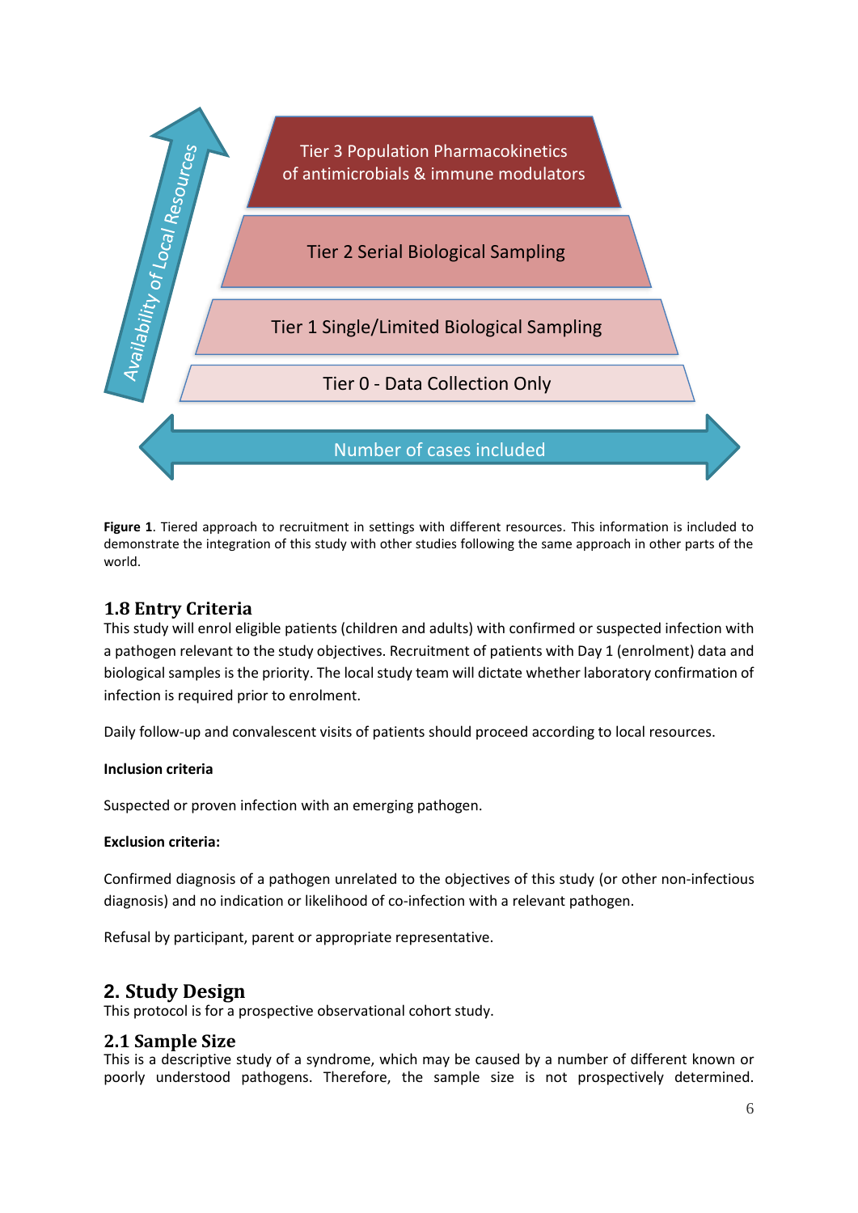Tier 3 Population Pharmacokinetics of antimicrobials & immune modulators

Tier 2 Serial Biological Sampling

Tier 1 Single/Limited Biological Sampling

Tier 0 - Data Collection Only

Availability of Local Resources

Number of cases included

**Figure 1**. Tiered approach to recruitment in settings with different resources. This information is included to demonstrate the integration of this study with other studies following the same approach in other parts of the world.

## 1.8 Entry Criteria

This study will enrol eligible patients (children and adults) with confirmed or suspected infection with a pathogen relevant to the study objectives. Recruitment of patients with Day 1 (enrolment) data and biological samples is the priority. The local study team will dictate whether laboratory confirmation of infection is required prior to enrolment.

Daily follow-up and convalescent visits of patients should proceed according to local resources.

**Inclusion criteria**

Suspected or proven infection with an emerging pathogen.

**Exclusion criteria:**

Confirmed diagnosis of a pathogen unrelated to the objectives of this study (or other non-infectious diagnosis) and no indication or likelihood of co-infection with a relevant pathogen.

Refusal by participant, parent or appropriate representative.

# 2. Study Design

This protocol is for a prospective observational cohort study.

## 2.1 Sample Size

This is a descriptive study of a syndrome, which may be caused by a number of different known or poorly understood pathogens. Therefore, the sample size is not prospectively determined.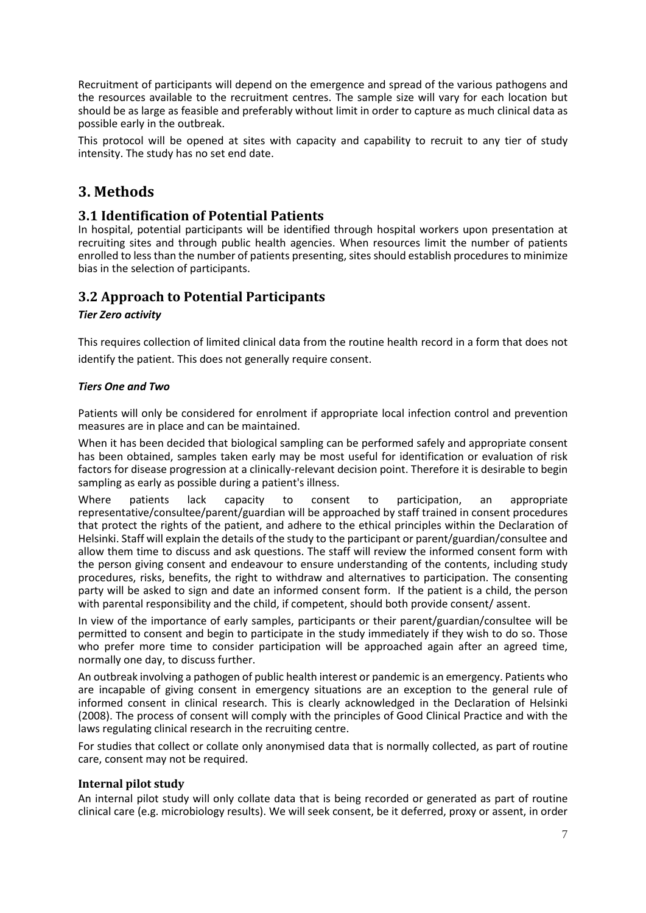Recruitment of participants will depend on the emergence and spread of the various pathogens and the resources available to the recruitment centres. The sample size will vary for each location but should be as large as feasible and preferably without limit in order to capture as much clinical data as possible early in the outbreak.

This protocol will be opened at sites with capacity and capability to recruit to any tier of study intensity. The study has no set end date.

# 3. Methods

## 3.1 Identification of Potential Patients

In hospital, potential participants will be identified through hospital workers upon presentation at recruiting sites and through public health agencies. When resources limit the number of patients enrolled to less than the number of patients presenting, sites should establish procedures to minimize bias in the selection of participants.

## 3.2 Approach to Potential Participants

***Tier Zero activity***

This requires collection of limited clinical data from the routine health record in a form that does not identify the patient. This does not generally require consent.

***Tiers One and Two***

Patients will only be considered for enrolment if appropriate local infection control and prevention measures are in place and can be maintained.

When it has been decided that biological sampling can be performed safely and appropriate consent has been obtained, samples taken early may be most useful for identification or evaluation of risk factors for disease progression at a clinically-relevant decision point. Therefore it is desirable to begin sampling as early as possible during a patient's illness.

Where patients lack capacity to consent to participation, an appropriate representative/consultee/parent/guardian will be approached by staff trained in consent procedures that protect the rights of the patient, and adhere to the ethical principles within the Declaration of Helsinki. Staff will explain the details of the study to the participant or parent/guardian/consultee and allow them time to discuss and ask questions. The staff will review the informed consent form with the person giving consent and endeavour to ensure understanding of the contents, including study procedures, risks, benefits, the right to withdraw and alternatives to participation. The consenting party will be asked to sign and date an informed consent form. If the patient is a child, the person with parental responsibility and the child, if competent, should both provide consent/ assent.

In view of the importance of early samples, participants or their parent/guardian/consultee will be permitted to consent and begin to participate in the study immediately if they wish to do so. Those who prefer more time to consider participation will be approached again after an agreed time, normally one day, to discuss further.

An outbreak involving a pathogen of public health interest or pandemic is an emergency. Patients who are incapable of giving consent in emergency situations are an exception to the general rule of informed consent in clinical research. This is clearly acknowledged in the Declaration of Helsinki (2008). The process of consent will comply with the principles of Good Clinical Practice and with the laws regulating clinical research in the recruiting centre.

For studies that collect or collate only anonymised data that is normally collected, as part of routine care, consent may not be required.

### Internal pilot study

An internal pilot study will only collate data that is being recorded or generated as part of routine clinical care (e.g. microbiology results). We will seek consent, be it deferred, proxy or assent, in order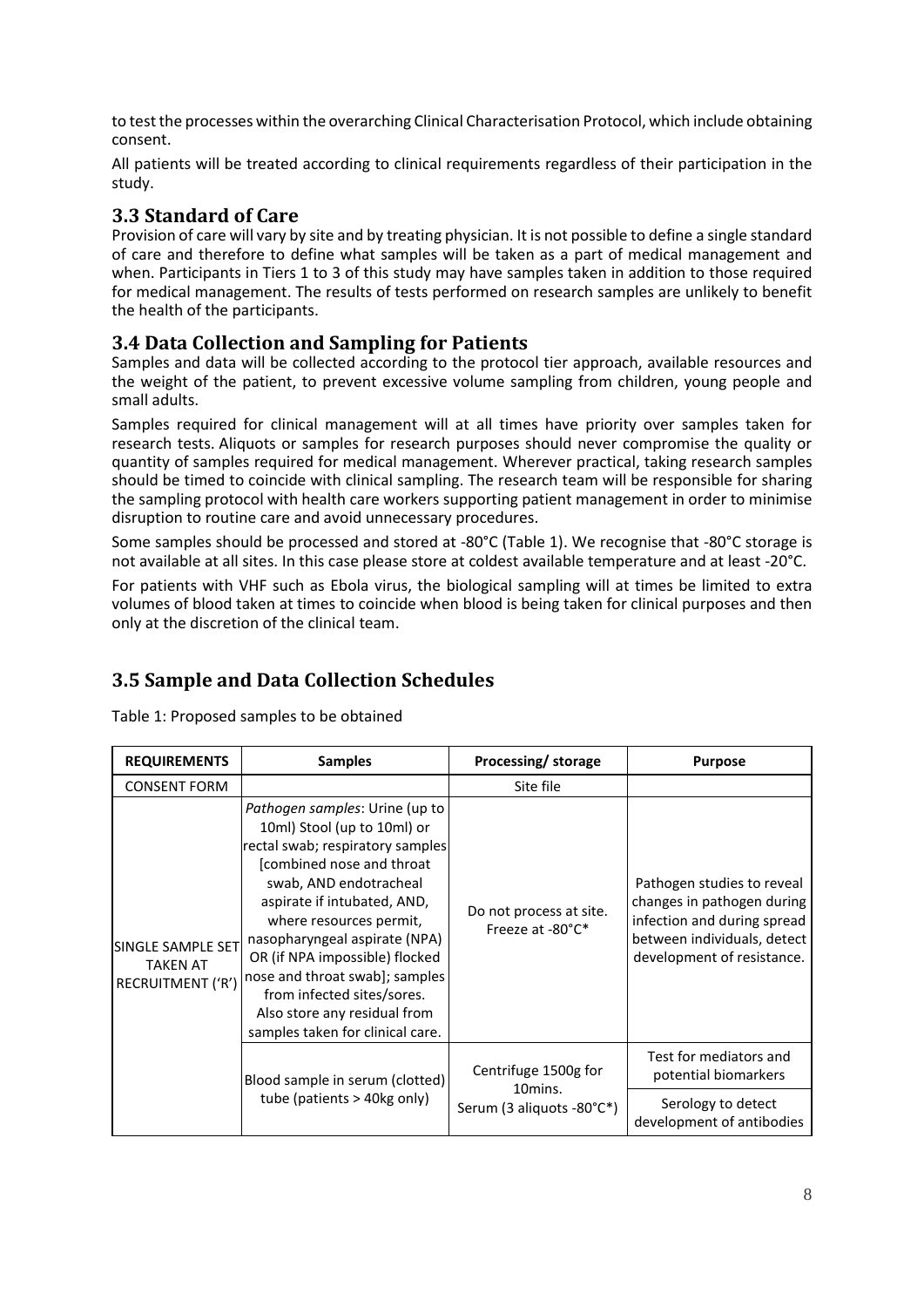to test the processes within the overarching Clinical Characterisation Protocol, which include obtaining consent.

All patients will be treated according to clinical requirements regardless of their participation in the study.

## 3.3 Standard of Care

Provision of care will vary by site and by treating physician. It is not possible to define a single standard of care and therefore to define what samples will be taken as a part of medical management and when. Participants in Tiers 1 to 3 of this study may have samples taken in addition to those required for medical management. The results of tests performed on research samples are unlikely to benefit the health of the participants.

## 3.4 Data Collection and Sampling for Patients

Samples and data will be collected according to the protocol tier approach, available resources and the weight of the patient, to prevent excessive volume sampling from children, young people and small adults.

Samples required for clinical management will at all times have priority over samples taken for research tests. Aliquots or samples for research purposes should never compromise the quality or quantity of samples required for medical management. Wherever practical, taking research samples should be timed to coincide with clinical sampling. The research team will be responsible for sharing the sampling protocol with health care workers supporting patient management in order to minimise disruption to routine care and avoid unnecessary procedures.

Some samples should be processed and stored at -80°C (Table 1). We recognise that -80°C storage is not available at all sites. In this case please store at coldest available temperature and at least -20°C.

For patients with VHF such as Ebola virus, the biological sampling will at times be limited to extra volumes of blood taken at times to coincide when blood is being taken for clinical purposes and then only at the discretion of the clinical team.

## 3.5 Sample and Data Collection Schedules

Table 1: Proposed samples to be obtained

| REQUIREMENTS | Samples | Processing/ storage | Purpose |
|---|---|---|---|
| CONSENT FORM | | Site file | |
| SINGLE SAMPLE SET TAKEN AT RECRUITMENT ('R') | *Pathogen samples*: Urine (up to 10ml) Stool (up to 10ml) or rectal swab; respiratory samples [combined nose and throat swab, AND endotracheal aspirate if intubated, AND, where resources permit, nasopharyngeal aspirate (NPA) OR (if NPA impossible) flocked nose and throat swab]; samples from infected sites/sores. Also store any residual from samples taken for clinical care. | Do not process at site. Freeze at -80°C* | Pathogen studies to reveal changes in pathogen during infection and during spread between individuals, detect development of resistance. |
| | Blood sample in serum (clotted) tube (patients > 40kg only) | Centrifuge 1500g for 10mins. Serum (3 aliquots -80°C*) | Test for mediators and potential biomarkers |
| | | | Serology to detect development of antibodies |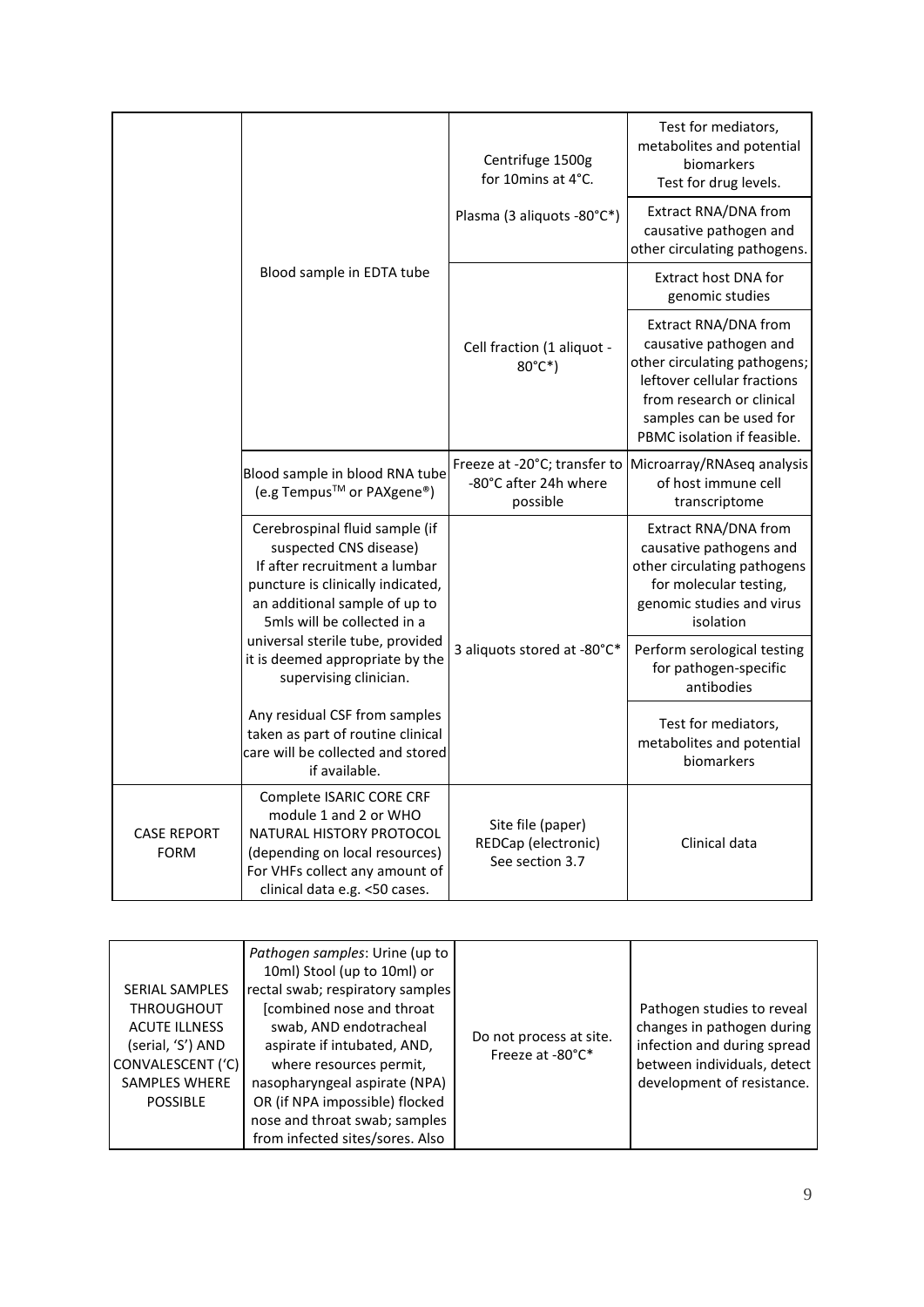| | | | |
|---|---|---|---|
| | Blood sample in EDTA tube | Centrifuge 1500g for 10mins at 4°C. Plasma (3 aliquots -80°C*) | Test for mediators, metabolites and potential biomarkers Test for drug levels. |
| | | | Extract RNA/DNA from causative pathogen and other circulating pathogens. |
| | | Cell fraction (1 aliquot -80°C*) | Extract host DNA for genomic studies |
| | | | Extract RNA/DNA from causative pathogen and other circulating pathogens; leftover cellular fractions from research or clinical samples can be used for PBMC isolation if feasible. |
| | Blood sample in blood RNA tube (e.g Tempus™ or PAXgene®) | Freeze at -20°C; transfer to -80°C after 24h where possible | Microarray/RNAseq analysis of host immune cell transcriptome |
| | Cerebrospinal fluid sample (if suspected CNS disease) If after recruitment a lumbar puncture is clinically indicated, an additional sample of up to 5mls will be collected in a universal sterile tube, provided it is deemed appropriate by the supervising clinician. Any residual CSF from samples taken as part of routine clinical care will be collected and stored if available. | 3 aliquots stored at -80°C* | Extract RNA/DNA from causative pathogens and other circulating pathogens for molecular testing, genomic studies and virus isolation |
| | | | Perform serological testing for pathogen-specific antibodies |
| | | | Test for mediators, metabolites and potential biomarkers |
| CASE REPORT FORM | Complete ISARIC CORE CRF module 1 and 2 or WHO NATURAL HISTORY PROTOCOL (depending on local resources) For VHFs collect any amount of clinical data e.g. <50 cases. | Site file (paper) REDCap (electronic) See section 3.7 | Clinical data |

| | | | |
|---|---|---|---|
| SERIAL SAMPLES THROUGHOUT ACUTE ILLNESS (serial, 'S') AND CONVALESCENT ('C) SAMPLES WHERE POSSIBLE | *Pathogen samples*: Urine (up to 10ml) Stool (up to 10ml) or rectal swab; respiratory samples [combined nose and throat swab, AND endotracheal aspirate if intubated, AND, where resources permit, nasopharyngeal aspirate (NPA) OR (if NPA impossible) flocked nose and throat swab; samples from infected sites/sores. Also | Do not process at site. Freeze at -80°C* | Pathogen studies to reveal changes in pathogen during infection and during spread between individuals, detect development of resistance. |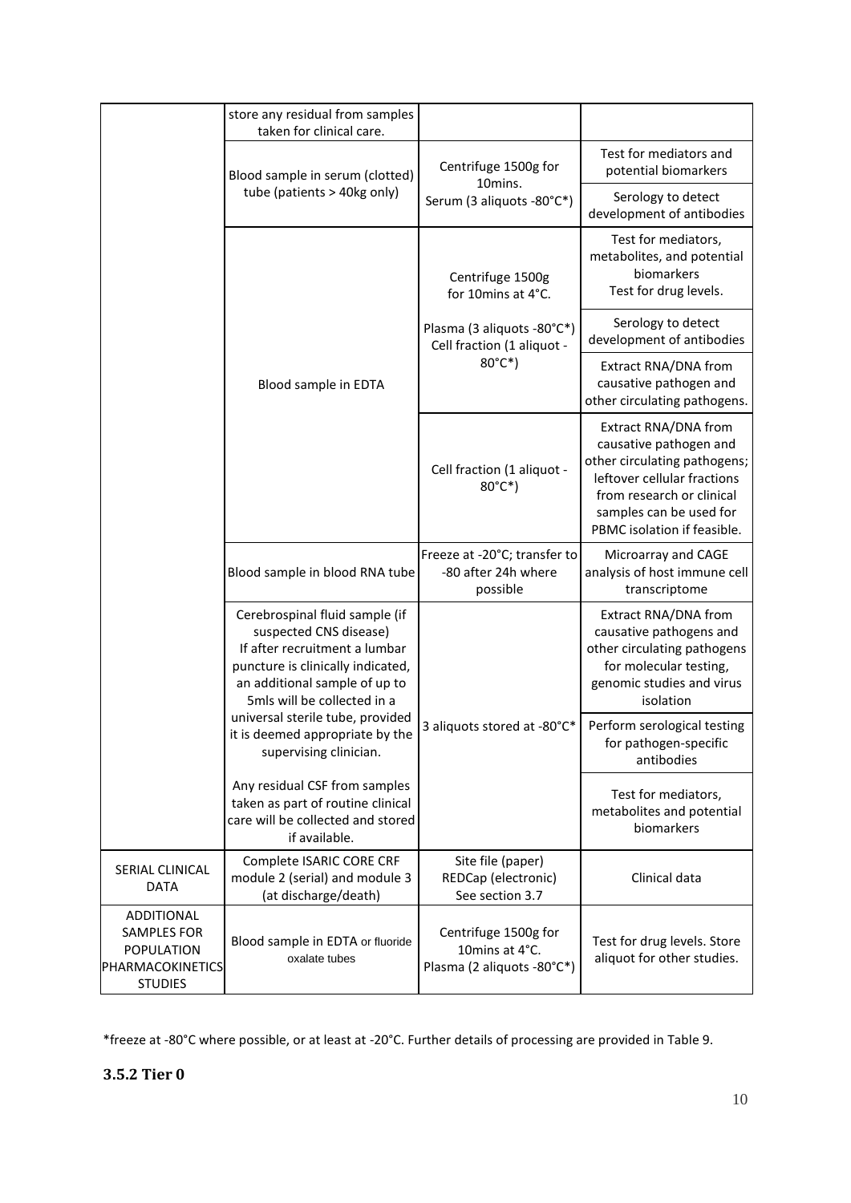| | | | |
|---|---|---|---|
| | store any residual from samples taken for clinical care. | | |
| | Blood sample in serum (clotted) tube (patients > 40kg only) | Centrifuge 1500g for 10mins. Serum (3 aliquots -80°C*) | Test for mediators and potential biomarkers |
| | | | Serology to detect development of antibodies |
| | Blood sample in EDTA | Centrifuge 1500g for 10mins at 4°C. Plasma (3 aliquots -80°C*) Cell fraction (1 aliquot - 80°C*) | Test for mediators, metabolites, and potential biomarkers Test for drug levels. |
| | | | Serology to detect development of antibodies |
| | | | Extract RNA/DNA from causative pathogen and other circulating pathogens. |
| | | Cell fraction (1 aliquot - 80°C*) | Extract RNA/DNA from causative pathogen and other circulating pathogens; leftover cellular fractions from research or clinical samples can be used for PBMC isolation if feasible. |
| | Blood sample in blood RNA tube | Freeze at -20°C; transfer to -80 after 24h where possible | Microarray and CAGE analysis of host immune cell transcriptome |
| | Cerebrospinal fluid sample (if suspected CNS disease) If after recruitment a lumbar puncture is clinically indicated, an additional sample of up to 5mls will be collected in a universal sterile tube, provided it is deemed appropriate by the supervising clinician. Any residual CSF from samples taken as part of routine clinical care will be collected and stored if available. | 3 aliquots stored at -80°C* | Extract RNA/DNA from causative pathogens and other circulating pathogens for molecular testing, genomic studies and virus isolation |
| | | | Perform serological testing for pathogen-specific antibodies |
| | | | Test for mediators, metabolites and potential biomarkers |
| SERIAL CLINICAL DATA | Complete ISARIC CORE CRF module 2 (serial) and module 3 (at discharge/death) | Site file (paper) REDCap (electronic) See section 3.7 | Clinical data |
| ADDITIONAL SAMPLES FOR POPULATION PHARMACOKINETICS STUDIES | Blood sample in EDTA or fluoride oxalate tubes | Centrifuge 1500g for 10mins at 4°C. Plasma (2 aliquots -80°C*) | Test for drug levels. Store aliquot for other studies. |

*freeze at -80°C where possible, or at least at -20°C. Further details of processing are provided in Table 9.

### 3.5.2 Tier 0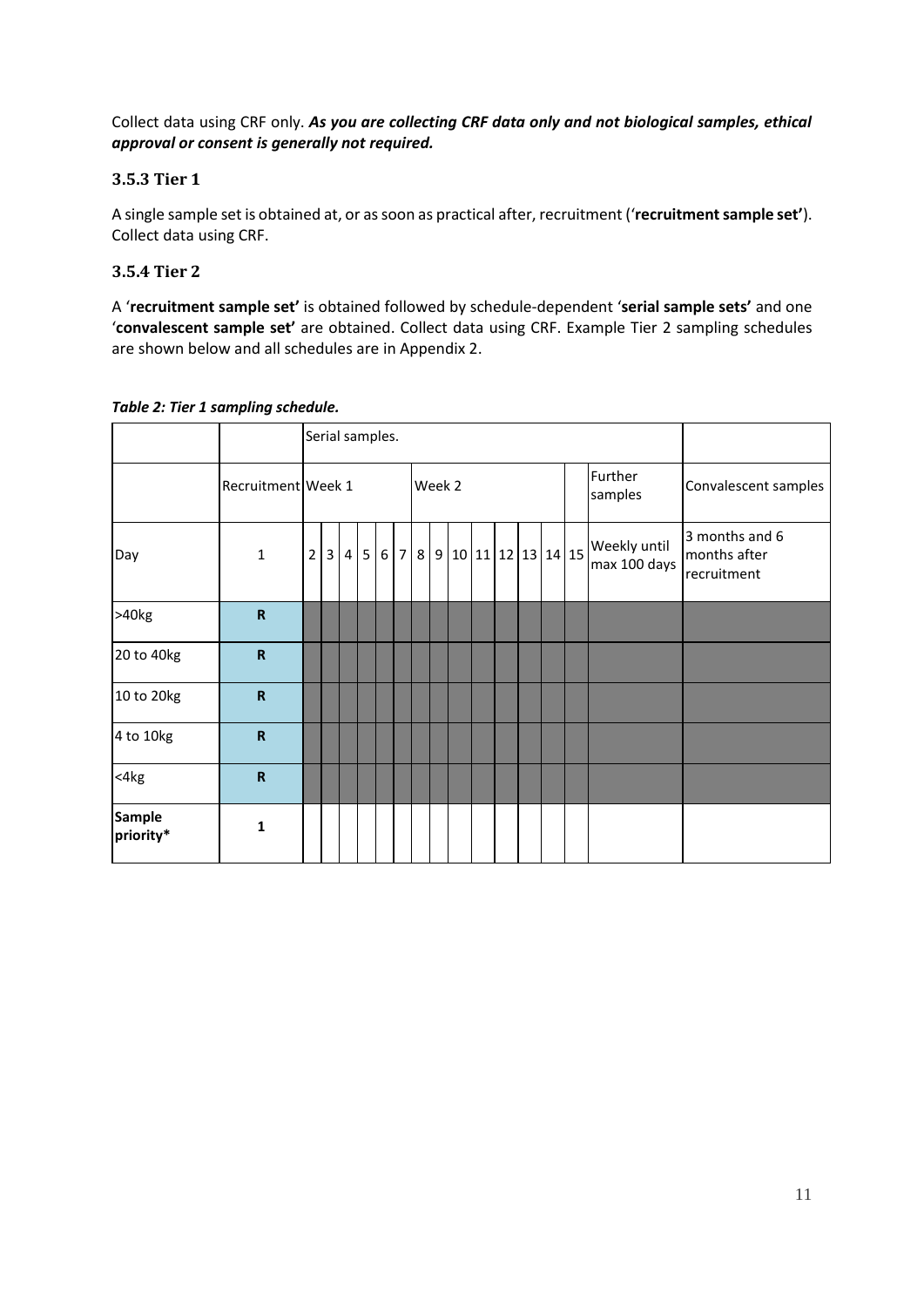Collect data using CRF only. ***As you are collecting CRF data only and not biological samples, ethical approval or consent is generally not required.***

### 3.5.3 Tier 1

A single sample set is obtained at, or as soon as practical after, recruitment ('**recruitment sample set'**). Collect data using CRF.

### 3.5.4 Tier 2

A '**recruitment sample set'** is obtained followed by schedule-dependent '**serial sample sets'** and one '**convalescent sample set'** are obtained. Collect data using CRF. Example Tier 2 sampling schedules are shown below and all schedules are in Appendix 2.

***Table 2: Tier 1 sampling schedule.***

| | | Serial samples. | | | | | | | | | | | | | | | |
|---|---|---|---|---|---|---|---|---|---|---|---|---|---|---|---|---|---|
| | Recruitment | Week 1 | | | | | | Week 2 | | | | | | | Further samples | | Convalescent samples |
| Day | 1 | 2 | 3 | 4 | 5 | 6 | 7 | 8 | 9 | 10 | 11 | 12 | 13 | 14 | 15 | Weekly until max 100 days | 3 months and 6 months after recruitment |
| >40kg | **R** | | | | | | | | | | | | | | | | |
| 20 to 40kg | **R** | | | | | | | | | | | | | | | | |
| 10 to 20kg | **R** | | | | | | | | | | | | | | | | |
| 4 to 10kg | **R** | | | | | | | | | | | | | | | | |
| <4kg | **R** | | | | | | | | | | | | | | | | |
| **Sample priority*** | **1** | | | | | | | | | | | | | | | | |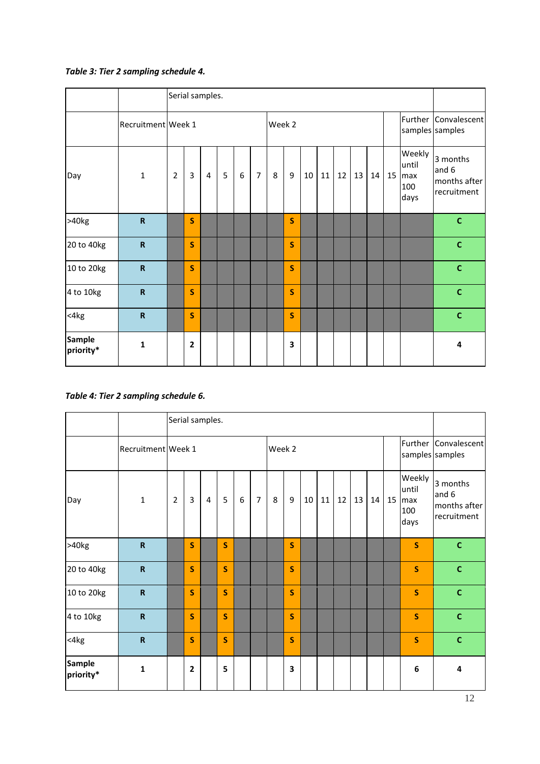***Table 3: Tier 2 sampling schedule 4.***

| | | Serial samples. | | | | | | | | | | | | | | | |
|---|---|---|---|---|---|---|---|---|---|---|---|---|---|---|---|---|---|
| | Recruitment | Week 1 | | | | | | Week 2 | | | | | | | | Further samples | Convalescent samples |
| Day | 1 | 2 | 3 | 4 | 5 | 6 | 7 | 8 | 9 | 10 | 11 | 12 | 13 | 14 | 15 | Weekly until max 100 days | 3 months and 6 months after recruitment |
| >40kg | **R** | | **S** | | | | | | **S** | | | | | | | | **C** |
| 20 to 40kg | **R** | | **S** | | | | | | **S** | | | | | | | | **C** |
| 10 to 20kg | **R** | | **S** | | | | | | **S** | | | | | | | | **C** |
| 4 to 10kg | **R** | | **S** | | | | | | **S** | | | | | | | | **C** |
| <4kg | **R** | | **S** | | | | | | **S** | | | | | | | | **C** |
| **Sample priority*** | **1** | | **2** | | | | | | **3** | | | | | | | | **4** |

***Table 4: Tier 2 sampling schedule 6.***

| | | Serial samples. | | | | | | | | | | | | | | | |
|---|---|---|---|---|---|---|---|---|---|---|---|---|---|---|---|---|---|
| | Recruitment | Week 1 | | | | | | Week 2 | | | | | | | | Further samples | Convalescent samples |
| Day | 1 | 2 | 3 | 4 | 5 | 6 | 7 | 8 | 9 | 10 | 11 | 12 | 13 | 14 | 15 | Weekly until max 100 days | 3 months and 6 months after recruitment |
| >40kg | **R** | | **S** | | **S** | | | | **S** | | | | | | | **S** | **C** |
| 20 to 40kg | **R** | | **S** | | **S** | | | | **S** | | | | | | | **S** | **C** |
| 10 to 20kg | **R** | | **S** | | **S** | | | | **S** | | | | | | | **S** | **C** |
| 4 to 10kg | **R** | | **S** | | **S** | | | | **S** | | | | | | | **S** | **C** |
| <4kg | **R** | | **S** | | **S** | | | | **S** | | | | | | | **S** | **C** |
| **Sample priority*** | **1** | | **2** | | **5** | | | | **3** | | | | | | | **6** | **4** |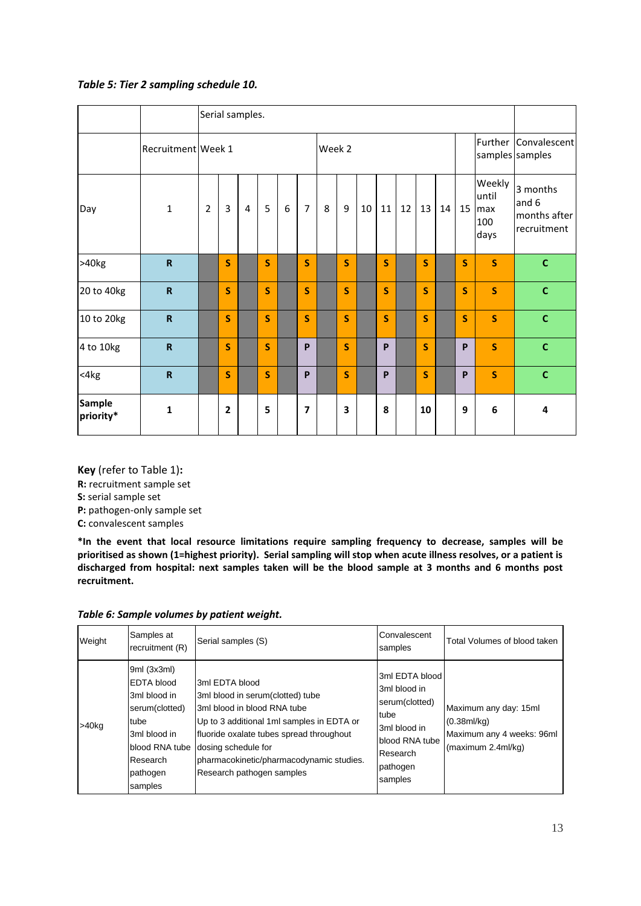*Table 5: Tier 2 sampling schedule 10.*

| | | Serial samples. | | | | | | | | | | | | | | | |
|---|---|---|---|---|---|---|---|---|---|---|---|---|---|---|---|---|---|
| | Recruitment | Week 1 | | | | | | Week 2 | | | | | | | | Further samples | Convalescent samples |
| Day | 1 | 2 | 3 | 4 | 5 | 6 | 7 | 8 | 9 | 10 | 11 | 12 | 13 | 14 | 15 | Weekly until max 100 days | 3 months and 6 months after recruitment |
| >40kg | **R** | | **S** | | **S** | | **S** | | **S** | | **S** | | **S** | | **S** | **S** | **C** |
| 20 to 40kg | **R** | | **S** | | **S** | | **S** | | **S** | | **S** | | **S** | | **S** | **S** | **C** |
| 10 to 20kg | **R** | | **S** | | **S** | | **S** | | **S** | | **S** | | **S** | | **S** | **S** | **C** |
| 4 to 10kg | **R** | | **S** | | **S** | | **P** | | **S** | | **P** | | **S** | | **P** | **S** | **C** |
| <4kg | **R** | | **S** | | **S** | | **P** | | **S** | | **P** | | **S** | | **P** | **S** | **C** |
| **Sample priority*** | **1** | | **2** | | **5** | | **7** | | **3** | | **8** | | **10** | | **9** | **6** | **4** |

**Key** (refer to Table 1)**:**
**R:** recruitment sample set
**S:** serial sample set
**P:** pathogen-only sample set
**C:** convalescent samples

**\*In the event that local resource limitations require sampling frequency to decrease, samples will be prioritised as shown (1=highest priority). Serial sampling will stop when acute illness resolves, or a patient is discharged from hospital: next samples taken will be the blood sample at 3 months and 6 months post recruitment.**

*Table 6: Sample volumes by patient weight.*

| Weight | Samples at recruitment (R) | Serial samples (S) | Convalescent samples | Total Volumes of blood taken |
|---|---|---|---|---|
| >40kg | 9ml (3x3ml) EDTA blood<br>3ml blood in serum(clotted) tube<br>3ml blood in blood RNA tube<br>Research pathogen samples | 3ml EDTA blood<br>3ml blood in serum(clotted) tube<br>3ml blood in blood RNA tube<br>Up to 3 additional 1ml samples in EDTA or fluoride oxalate tubes spread throughout dosing schedule for pharmacokinetic/pharmacodynamic studies.<br>Research pathogen samples | 3ml EDTA blood<br>3ml blood in serum(clotted) tube<br>3ml blood in blood RNA tube<br>Research pathogen samples | Maximum any day: 15ml (0.38ml/kg)<br>Maximum any 4 weeks: 96ml (maximum 2.4ml/kg) |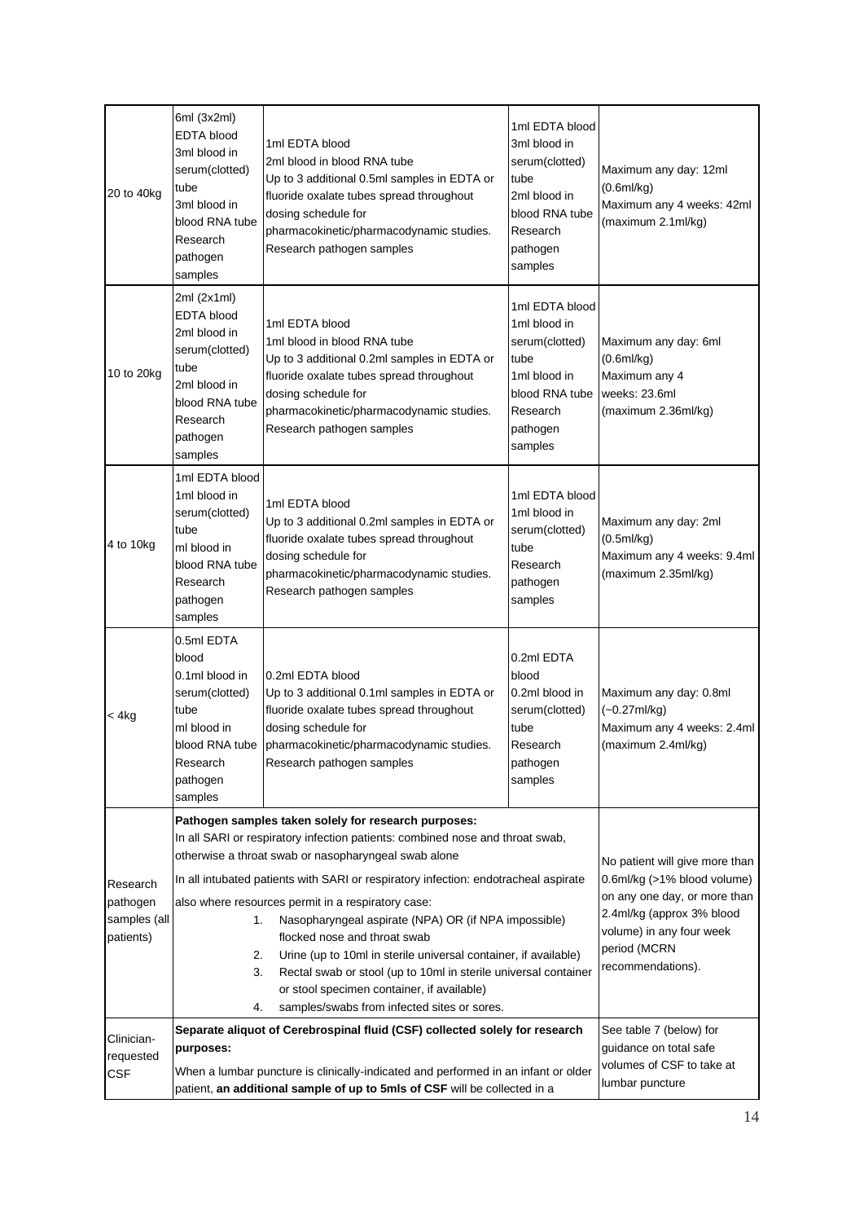| | | | | |
|---|---|---|---|---|
| 20 to 40kg | 6ml (3x2ml) EDTA blood<br>3ml blood in serum(clotted) tube<br>3ml blood in blood RNA tube<br>Research pathogen samples | 1ml EDTA blood<br>2ml blood in blood RNA tube<br>Up to 3 additional 0.5ml samples in EDTA or fluoride oxalate tubes spread throughout dosing schedule for pharmacokinetic/pharmacodynamic studies.<br>Research pathogen samples | 1ml EDTA blood<br>3ml blood in serum(clotted) tube<br>2ml blood in blood RNA tube<br>Research pathogen samples | Maximum any day: 12ml (0.6ml/kg)<br>Maximum any 4 weeks: 42ml (maximum 2.1ml/kg) |
| 10 to 20kg | 2ml (2x1ml) EDTA blood<br>2ml blood in serum(clotted) tube<br>2ml blood in blood RNA tube<br>Research pathogen samples | 1ml EDTA blood<br>1ml blood in blood RNA tube<br>Up to 3 additional 0.2ml samples in EDTA or fluoride oxalate tubes spread throughout dosing schedule for pharmacokinetic/pharmacodynamic studies.<br>Research pathogen samples | 1ml EDTA blood<br>1ml blood in serum(clotted) tube<br>1ml blood in blood RNA tube<br>Research pathogen samples | Maximum any day: 6ml (0.6ml/kg)<br>Maximum any 4 weeks: 23.6ml (maximum 2.36ml/kg) |
| 4 to 10kg | 1ml EDTA blood<br>1ml blood in serum(clotted) tube<br>ml blood in blood RNA tube<br>Research pathogen samples | 1ml EDTA blood<br>Up to 3 additional 0.2ml samples in EDTA or fluoride oxalate tubes spread throughout dosing schedule for pharmacokinetic/pharmacodynamic studies.<br>Research pathogen samples | 1ml EDTA blood<br>1ml blood in serum(clotted) tube<br>Research pathogen samples | Maximum any day: 2ml (0.5ml/kg)<br>Maximum any 4 weeks: 9.4ml (maximum 2.35ml/kg) |
| < 4kg | 0.5ml EDTA blood<br>0.1ml blood in serum(clotted) tube<br>ml blood in blood RNA tube<br>Research pathogen samples | 0.2ml EDTA blood<br>Up to 3 additional 0.1ml samples in EDTA or fluoride oxalate tubes spread throughout dosing schedule for pharmacokinetic/pharmacodynamic studies.<br>Research pathogen samples | 0.2ml EDTA blood<br>0.2ml blood in serum(clotted) tube<br>Research pathogen samples | Maximum any day: 0.8ml (~0.27ml/kg)<br>Maximum any 4 weeks: 2.4ml (maximum 2.4ml/kg) |
| Research pathogen samples (all patients) | **Pathogen samples taken solely for research purposes:**<br>In all SARI or respiratory infection patients: combined nose and throat swab, otherwise a throat swab or nasopharyngeal swab alone<br>In all intubated patients with SARI or respiratory infection: endotracheal aspirate<br>also where resources permit in a respiratory case:<br>1. Nasopharyngeal aspirate (NPA) OR (if NPA impossible) flocked nose and throat swab<br>2. Urine (up to 10ml in sterile universal container, if available)<br>3. Rectal swab or stool (up to 10ml in sterile universal container or stool specimen container, if available)<br>4. samples/swabs from infected sites or sores. | | | No patient will give more than 0.6ml/kg (>1% blood volume) on any one day, or more than 2.4ml/kg (approx 3% blood volume) in any four week period (MCRN recommendations). |
| Clinician-requested CSF | **Separate aliquot of Cerebrospinal fluid (CSF) collected solely for research purposes:**<br>When a lumbar puncture is clinically-indicated and performed in an infant or older patient, **an additional sample of up to 5mls of CSF** will be collected in a | | | See table 7 (below) for guidance on total safe volumes of CSF to take at lumbar puncture |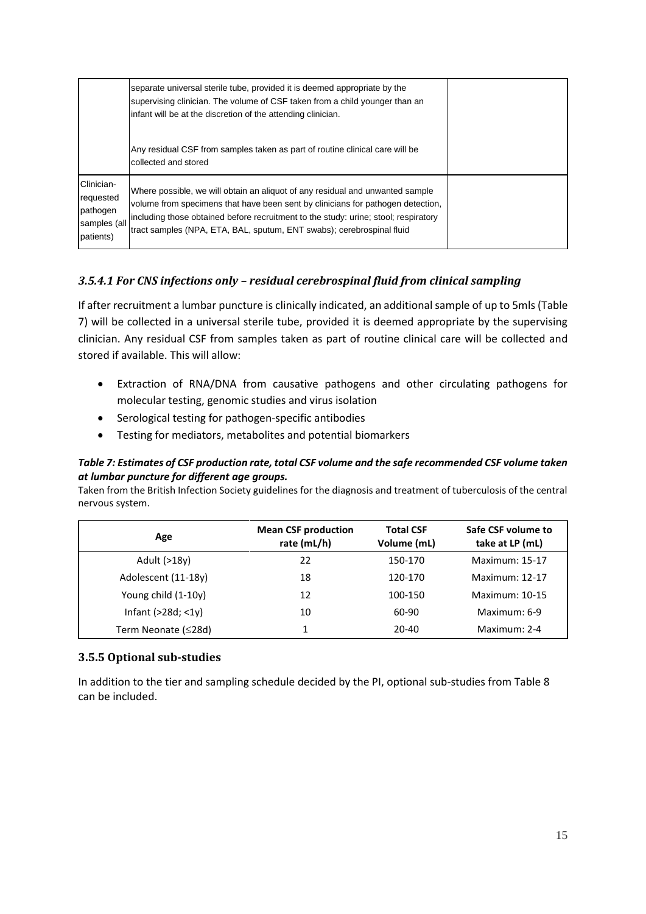| | | |
|---|---|---|
| | separate universal sterile tube, provided it is deemed appropriate by the supervising clinician. The volume of CSF taken from a child younger than an infant will be at the discretion of the attending clinician.<br><br>Any residual CSF from samples taken as part of routine clinical care will be collected and stored | |
| Clinician-requested pathogen samples (all patients) | Where possible, we will obtain an aliquot of any residual and unwanted sample volume from specimens that have been sent by clinicians for pathogen detection, including those obtained before recruitment to the study: urine; stool; respiratory tract samples (NPA, ETA, BAL, sputum, ENT swabs); cerebrospinal fluid | |

#### *3.5.4.1 For CNS infections only – residual cerebrospinal fluid from clinical sampling*

If after recruitment a lumbar puncture is clinically indicated, an additional sample of up to 5mls (Table 7) will be collected in a universal sterile tube, provided it is deemed appropriate by the supervising clinician. Any residual CSF from samples taken as part of routine clinical care will be collected and stored if available. This will allow:

- Extraction of RNA/DNA from causative pathogens and other circulating pathogens for molecular testing, genomic studies and virus isolation
- Serological testing for pathogen-specific antibodies
- Testing for mediators, metabolites and potential biomarkers

***Table 7: Estimates of CSF production rate, total CSF volume and the safe recommended CSF volume taken at lumbar puncture for different age groups.***

Taken from the British Infection Society guidelines for the diagnosis and treatment of tuberculosis of the central nervous system.

| Age | Mean CSF production rate (mL/h) | Total CSF Volume (mL) | Safe CSF volume to take at LP (mL) |
|---|---|---|---|
| Adult (>18y) | 22 | 150-170 | Maximum: 15-17 |
| Adolescent (11-18y) | 18 | 120-170 | Maximum: 12-17 |
| Young child (1-10y) | 12 | 100-150 | Maximum: 10-15 |
| Infant (>28d; <1y) | 10 | 60-90 | Maximum: 6-9 |
| Term Neonate (≤28d) | 1 | 20-40 | Maximum: 2-4 |

### 3.5.5 Optional sub-studies

In addition to the tier and sampling schedule decided by the PI, optional sub-studies from Table 8 can be included.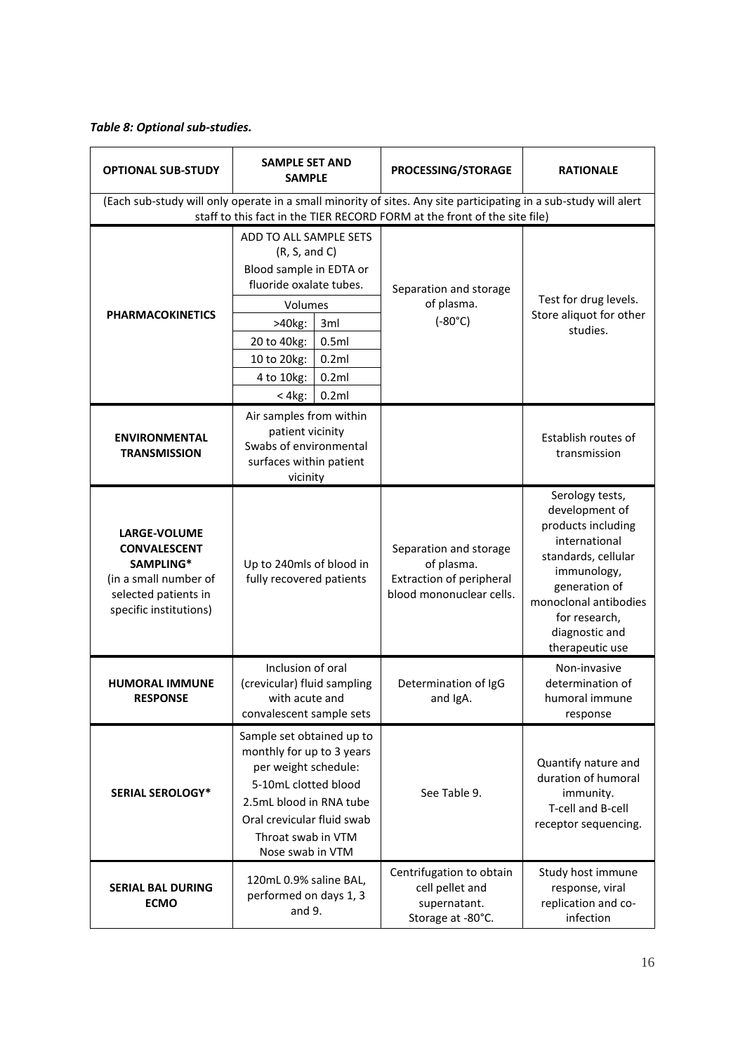***Table 8: Optional sub-studies.***

| OPTIONAL SUB-STUDY | SAMPLE SET AND SAMPLE | PROCESSING/STORAGE | RATIONALE |
|---|---|---|---|
| (Each sub-study will only operate in a small minority of sites. Any site participating in a sub-study will alert staff to this fact in the TIER RECORD FORM at the front of the site file) | | | |
| **PHARMACOKINETICS** | ADD TO ALL SAMPLE SETS (R, S, and C)<br>Blood sample in EDTA or fluoride oxalate tubes.<br>Volumes<br>>40kg: 3ml<br>20 to 40kg: 0.5ml<br>10 to 20kg: 0.2ml<br>4 to 10kg: 0.2ml<br>< 4kg: 0.2ml | Separation and storage of plasma.<br>(-80°C) | Test for drug levels. Store aliquot for other studies. |
| **ENVIRONMENTAL TRANSMISSION** | Air samples from within patient vicinity<br>Swabs of environmental surfaces within patient vicinity | | Establish routes of transmission |
| **LARGE-VOLUME CONVALESCENT SAMPLING***<br>(in a small number of selected patients in specific institutions) | Up to 240mls of blood in fully recovered patients | Separation and storage of plasma.<br>Extraction of peripheral blood mononuclear cells. | Serology tests, development of products including international standards, cellular immunology, generation of monoclonal antibodies for research, diagnostic and therapeutic use |
| **HUMORAL IMMUNE RESPONSE** | Inclusion of oral (crevicular) fluid sampling with acute and convalescent sample sets | Determination of IgG and IgA. | Non-invasive determination of humoral immune response |
| **SERIAL SEROLOGY*** | Sample set obtained up to monthly for up to 3 years per weight schedule:<br>5-10mL clotted blood<br>2.5mL blood in RNA tube<br>Oral crevicular fluid swab<br>Throat swab in VTM<br>Nose swab in VTM | See Table 9. | Quantify nature and duration of humoral immunity.<br>T-cell and B-cell receptor sequencing. |
| **SERIAL BAL DURING ECMO** | 120mL 0.9% saline BAL, performed on days 1, 3 and 9. | Centrifugation to obtain cell pellet and supernatant.<br>Storage at -80°C. | Study host immune response, viral replication and co-infection |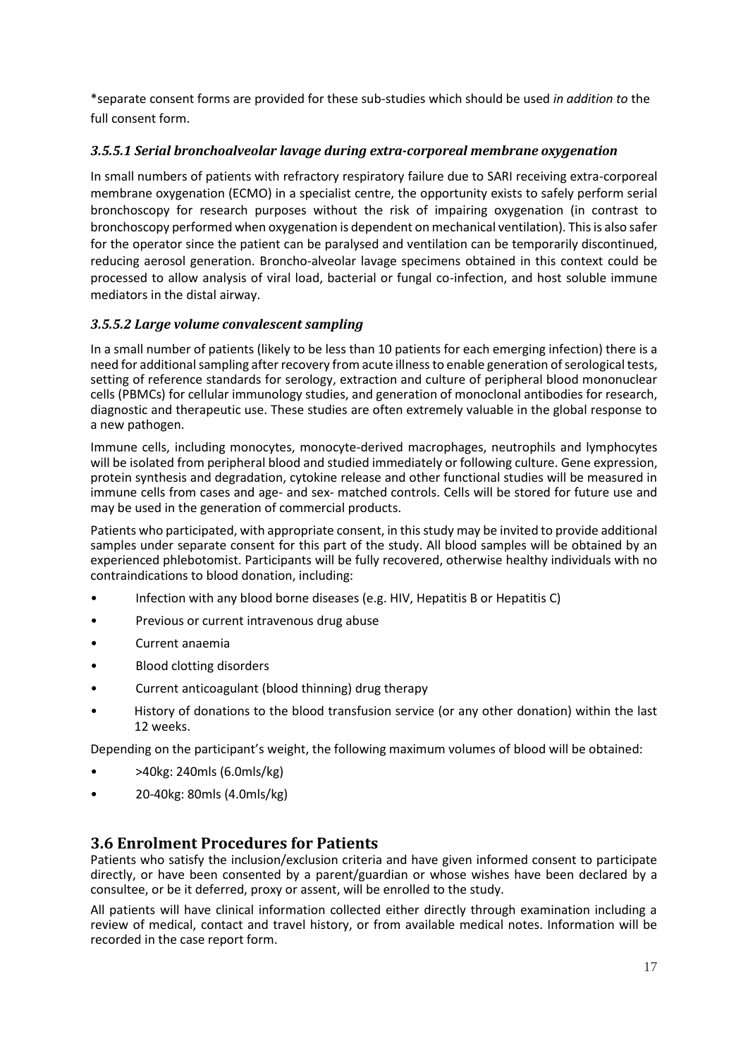*separate consent forms are provided for these sub-studies which should be used *in addition to* the full consent form.

### *3.5.5.1 Serial bronchoalveolar lavage during extra-corporeal membrane oxygenation*

In small numbers of patients with refractory respiratory failure due to SARI receiving extra-corporeal membrane oxygenation (ECMO) in a specialist centre, the opportunity exists to safely perform serial bronchoscopy for research purposes without the risk of impairing oxygenation (in contrast to bronchoscopy performed when oxygenation is dependent on mechanical ventilation). This is also safer for the operator since the patient can be paralysed and ventilation can be temporarily discontinued, reducing aerosol generation. Broncho-alveolar lavage specimens obtained in this context could be processed to allow analysis of viral load, bacterial or fungal co-infection, and host soluble immune mediators in the distal airway.

### *3.5.5.2 Large volume convalescent sampling*

In a small number of patients (likely to be less than 10 patients for each emerging infection) there is a need for additional sampling after recovery from acute illness to enable generation of serological tests, setting of reference standards for serology, extraction and culture of peripheral blood mononuclear cells (PBMCs) for cellular immunology studies, and generation of monoclonal antibodies for research, diagnostic and therapeutic use. These studies are often extremely valuable in the global response to a new pathogen.

Immune cells, including monocytes, monocyte-derived macrophages, neutrophils and lymphocytes will be isolated from peripheral blood and studied immediately or following culture. Gene expression, protein synthesis and degradation, cytokine release and other functional studies will be measured in immune cells from cases and age- and sex- matched controls. Cells will be stored for future use and may be used in the generation of commercial products.

Patients who participated, with appropriate consent, in this study may be invited to provide additional samples under separate consent for this part of the study. All blood samples will be obtained by an experienced phlebotomist. Participants will be fully recovered, otherwise healthy individuals with no contraindications to blood donation, including:

- Infection with any blood borne diseases (e.g. HIV, Hepatitis B or Hepatitis C)
- Previous or current intravenous drug abuse
- Current anaemia
- Blood clotting disorders
- Current anticoagulant (blood thinning) drug therapy
- History of donations to the blood transfusion service (or any other donation) within the last 12 weeks.

Depending on the participant's weight, the following maximum volumes of blood will be obtained:

- >40kg: 240mls (6.0mls/kg)
- 20-40kg: 80mls (4.0mls/kg)

## 3.6 Enrolment Procedures for Patients

Patients who satisfy the inclusion/exclusion criteria and have given informed consent to participate directly, or have been consented by a parent/guardian or whose wishes have been declared by a consultee, or be it deferred, proxy or assent, will be enrolled to the study.

All patients will have clinical information collected either directly through examination including a review of medical, contact and travel history, or from available medical notes. Information will be recorded in the case report form.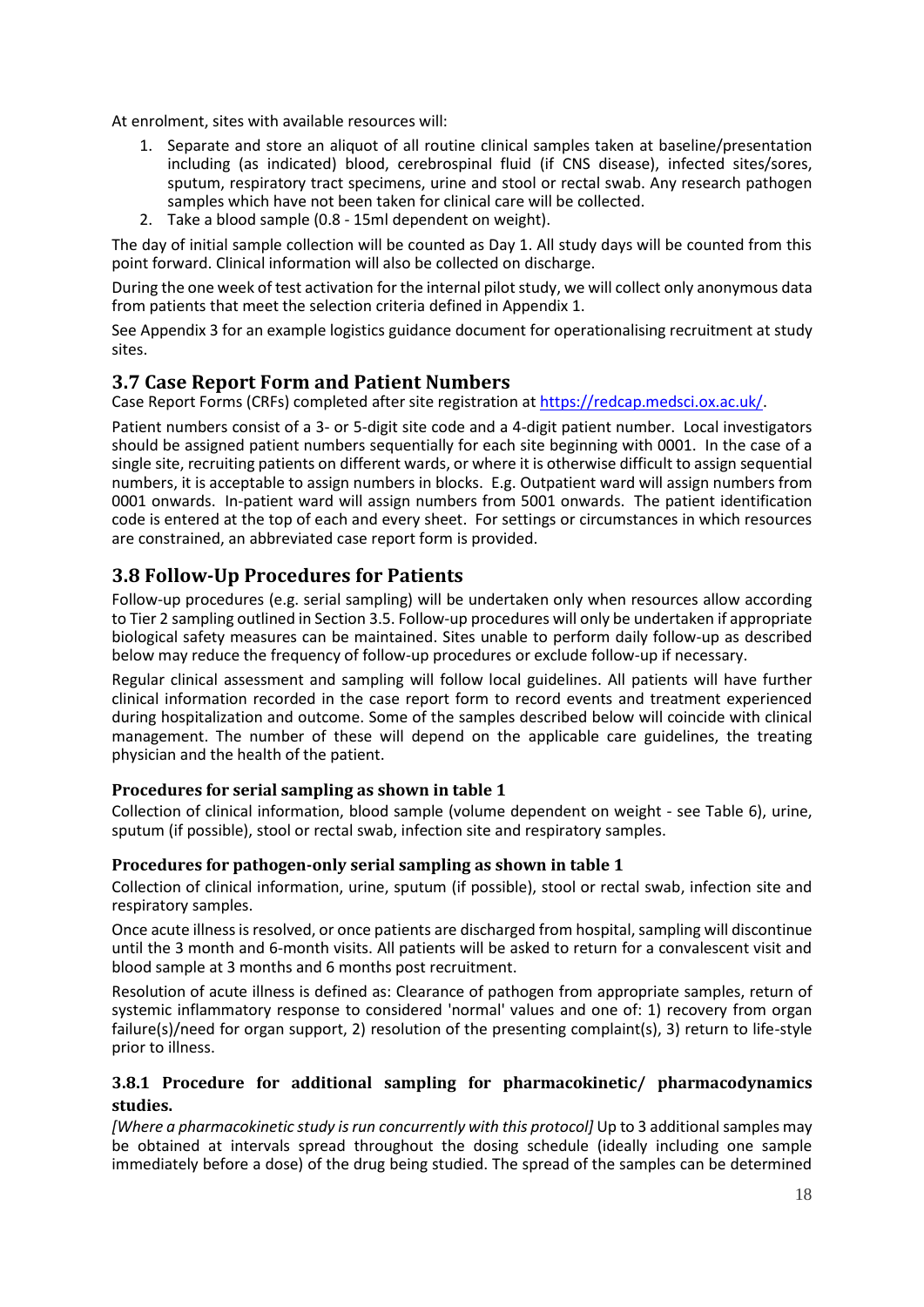At enrolment, sites with available resources will:

1. Separate and store an aliquot of all routine clinical samples taken at baseline/presentation including (as indicated) blood, cerebrospinal fluid (if CNS disease), infected sites/sores, sputum, respiratory tract specimens, urine and stool or rectal swab. Any research pathogen samples which have not been taken for clinical care will be collected.
2. Take a blood sample (0.8 - 15ml dependent on weight).

The day of initial sample collection will be counted as Day 1. All study days will be counted from this point forward. Clinical information will also be collected on discharge.

During the one week of test activation for the internal pilot study, we will collect only anonymous data from patients that meet the selection criteria defined in Appendix 1.

See Appendix 3 for an example logistics guidance document for operationalising recruitment at study sites.

## 3.7 Case Report Form and Patient Numbers

Case Report Forms (CRFs) completed after site registration at https://redcap.medsci.ox.ac.uk/.

Patient numbers consist of a 3- or 5-digit site code and a 4-digit patient number. Local investigators should be assigned patient numbers sequentially for each site beginning with 0001. In the case of a single site, recruiting patients on different wards, or where it is otherwise difficult to assign sequential numbers, it is acceptable to assign numbers in blocks. E.g. Outpatient ward will assign numbers from 0001 onwards. In-patient ward will assign numbers from 5001 onwards. The patient identification code is entered at the top of each and every sheet. For settings or circumstances in which resources are constrained, an abbreviated case report form is provided.

## 3.8 Follow-Up Procedures for Patients

Follow-up procedures (e.g. serial sampling) will be undertaken only when resources allow according to Tier 2 sampling outlined in Section 3.5. Follow-up procedures will only be undertaken if appropriate biological safety measures can be maintained. Sites unable to perform daily follow-up as described below may reduce the frequency of follow-up procedures or exclude follow-up if necessary.

Regular clinical assessment and sampling will follow local guidelines. All patients will have further clinical information recorded in the case report form to record events and treatment experienced during hospitalization and outcome. Some of the samples described below will coincide with clinical management. The number of these will depend on the applicable care guidelines, the treating physician and the health of the patient.

#### Procedures for serial sampling as shown in table 1

Collection of clinical information, blood sample (volume dependent on weight - see Table 6), urine, sputum (if possible), stool or rectal swab, infection site and respiratory samples.

#### Procedures for pathogen-only serial sampling as shown in table 1

Collection of clinical information, urine, sputum (if possible), stool or rectal swab, infection site and respiratory samples.

Once acute illness is resolved, or once patients are discharged from hospital, sampling will discontinue until the 3 month and 6-month visits. All patients will be asked to return for a convalescent visit and blood sample at 3 months and 6 months post recruitment.

Resolution of acute illness is defined as: Clearance of pathogen from appropriate samples, return of systemic inflammatory response to considered 'normal' values and one of: 1) recovery from organ failure(s)/need for organ support, 2) resolution of the presenting complaint(s), 3) return to life-style prior to illness.

### 3.8.1 Procedure for additional sampling for pharmacokinetic/ pharmacodynamics studies.

*[Where a pharmacokinetic study is run concurrently with this protocol]* Up to 3 additional samples may be obtained at intervals spread throughout the dosing schedule (ideally including one sample immediately before a dose) of the drug being studied. The spread of the samples can be determined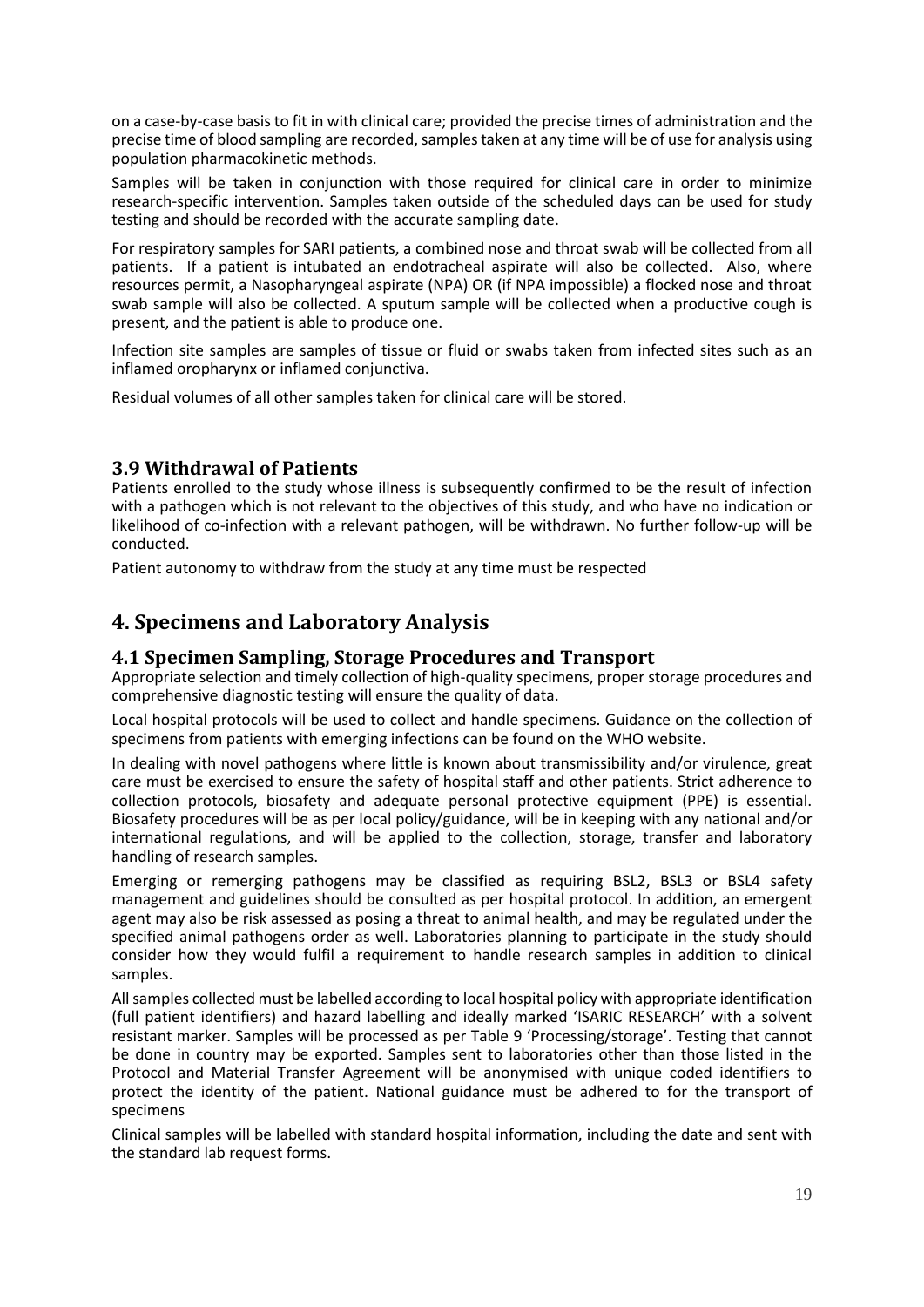on a case-by-case basis to fit in with clinical care; provided the precise times of administration and the precise time of blood sampling are recorded, samples taken at any time will be of use for analysis using population pharmacokinetic methods.

Samples will be taken in conjunction with those required for clinical care in order to minimize research-specific intervention. Samples taken outside of the scheduled days can be used for study testing and should be recorded with the accurate sampling date.

For respiratory samples for SARI patients, a combined nose and throat swab will be collected from all patients. If a patient is intubated an endotracheal aspirate will also be collected. Also, where resources permit, a Nasopharyngeal aspirate (NPA) OR (if NPA impossible) a flocked nose and throat swab sample will also be collected. A sputum sample will be collected when a productive cough is present, and the patient is able to produce one.

Infection site samples are samples of tissue or fluid or swabs taken from infected sites such as an inflamed oropharynx or inflamed conjunctiva.

Residual volumes of all other samples taken for clinical care will be stored.

### 3.9 Withdrawal of Patients

Patients enrolled to the study whose illness is subsequently confirmed to be the result of infection with a pathogen which is not relevant to the objectives of this study, and who have no indication or likelihood of co-infection with a relevant pathogen, will be withdrawn. No further follow-up will be conducted.

Patient autonomy to withdraw from the study at any time must be respected

## 4. Specimens and Laboratory Analysis

### 4.1 Specimen Sampling, Storage Procedures and Transport

Appropriate selection and timely collection of high-quality specimens, proper storage procedures and comprehensive diagnostic testing will ensure the quality of data.

Local hospital protocols will be used to collect and handle specimens. Guidance on the collection of specimens from patients with emerging infections can be found on the WHO website.

In dealing with novel pathogens where little is known about transmissibility and/or virulence, great care must be exercised to ensure the safety of hospital staff and other patients. Strict adherence to collection protocols, biosafety and adequate personal protective equipment (PPE) is essential. Biosafety procedures will be as per local policy/guidance, will be in keeping with any national and/or international regulations, and will be applied to the collection, storage, transfer and laboratory handling of research samples.

Emerging or remerging pathogens may be classified as requiring BSL2, BSL3 or BSL4 safety management and guidelines should be consulted as per hospital protocol. In addition, an emergent agent may also be risk assessed as posing a threat to animal health, and may be regulated under the specified animal pathogens order as well. Laboratories planning to participate in the study should consider how they would fulfil a requirement to handle research samples in addition to clinical samples.

All samples collected must be labelled according to local hospital policy with appropriate identification (full patient identifiers) and hazard labelling and ideally marked 'ISARIC RESEARCH' with a solvent resistant marker. Samples will be processed as per Table 9 'Processing/storage'. Testing that cannot be done in country may be exported. Samples sent to laboratories other than those listed in the Protocol and Material Transfer Agreement will be anonymised with unique coded identifiers to protect the identity of the patient. National guidance must be adhered to for the transport of specimens

Clinical samples will be labelled with standard hospital information, including the date and sent with the standard lab request forms.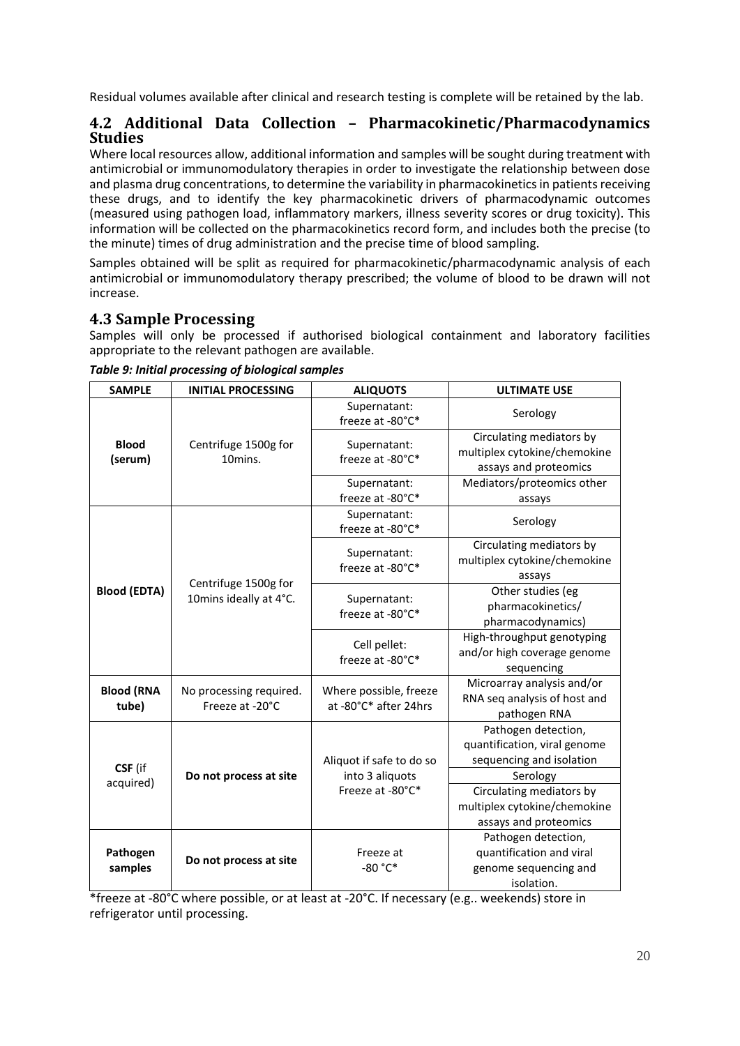Residual volumes available after clinical and research testing is complete will be retained by the lab.

## 4.2 Additional Data Collection – Pharmacokinetic/Pharmacodynamics Studies

Where local resources allow, additional information and samples will be sought during treatment with antimicrobial or immunomodulatory therapies in order to investigate the relationship between dose and plasma drug concentrations, to determine the variability in pharmacokinetics in patients receiving these drugs, and to identify the key pharmacokinetic drivers of pharmacodynamic outcomes (measured using pathogen load, inflammatory markers, illness severity scores or drug toxicity). This information will be collected on the pharmacokinetics record form, and includes both the precise (to the minute) times of drug administration and the precise time of blood sampling.

Samples obtained will be split as required for pharmacokinetic/pharmacodynamic analysis of each antimicrobial or immunomodulatory therapy prescribed; the volume of blood to be drawn will not increase.

## 4.3 Sample Processing

Samples will only be processed if authorised biological containment and laboratory facilities appropriate to the relevant pathogen are available.

***Table 9: Initial processing of biological samples***

| SAMPLE | INITIAL PROCESSING | ALIQUOTS | ULTIMATE USE |
|---|---|---|---|
| **Blood (serum)** | Centrifuge 1500g for 10mins. | Supernatant: freeze at -80°C* | Serology |
| | | Supernatant: freeze at -80°C* | Circulating mediators by multiplex cytokine/chemokine assays and proteomics |
| | | Supernatant: freeze at -80°C* | Mediators/proteomics other assays |
| **Blood (EDTA)** | Centrifuge 1500g for 10mins ideally at 4°C. | Supernatant: freeze at -80°C* | Serology |
| | | Supernatant: freeze at -80°C* | Circulating mediators by multiplex cytokine/chemokine assays |
| | | Supernatant: freeze at -80°C* | Other studies (eg pharmacokinetics/ pharmacodynamics) |
| | | Cell pellet: freeze at -80°C* | High-throughput genotyping and/or high coverage genome sequencing |
| **Blood (RNA tube)** | No processing required. Freeze at -20°C | Where possible, freeze at -80°C* after 24hrs | Microarray analysis and/or RNA seq analysis of host and pathogen RNA |
| **CSF** (if acquired) | **Do not process at site** | Aliquot if safe to do so into 3 aliquots Freeze at -80°C* | Pathogen detection, quantification, viral genome sequencing and isolation |
| | | | Serology |
| | | | Circulating mediators by multiplex cytokine/chemokine assays and proteomics |
| **Pathogen samples** | **Do not process at site** | Freeze at -80 °C* | Pathogen detection, quantification and viral genome sequencing and isolation. |

*freeze at -80°C where possible, or at least at -20°C. If necessary (e.g.. weekends) store in refrigerator until processing.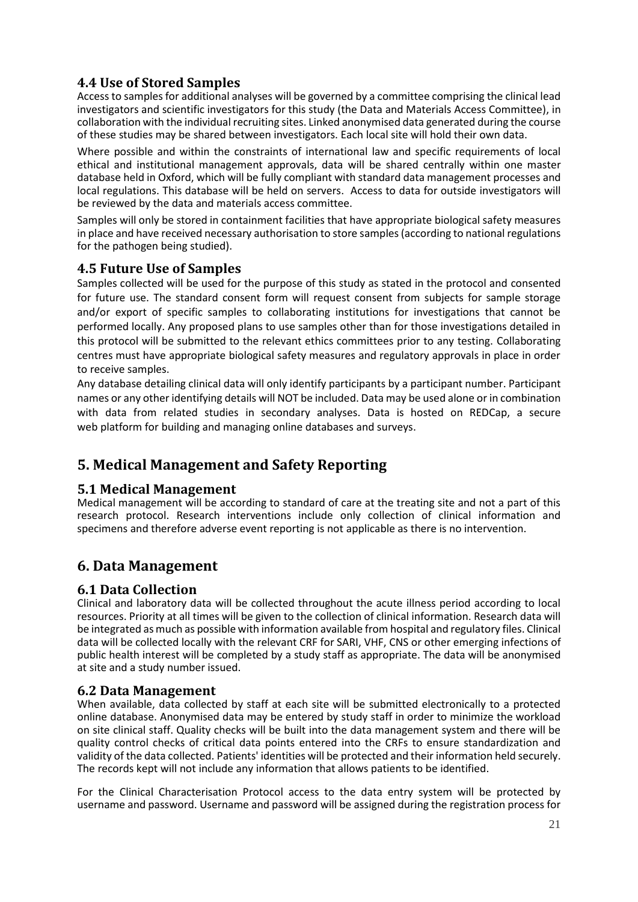### 4.4 Use of Stored Samples

Access to samples for additional analyses will be governed by a committee comprising the clinical lead investigators and scientific investigators for this study (the Data and Materials Access Committee), in collaboration with the individual recruiting sites. Linked anonymised data generated during the course of these studies may be shared between investigators. Each local site will hold their own data.

Where possible and within the constraints of international law and specific requirements of local ethical and institutional management approvals, data will be shared centrally within one master database held in Oxford, which will be fully compliant with standard data management processes and local regulations. This database will be held on servers. Access to data for outside investigators will be reviewed by the data and materials access committee.

Samples will only be stored in containment facilities that have appropriate biological safety measures in place and have received necessary authorisation to store samples (according to national regulations for the pathogen being studied).

### 4.5 Future Use of Samples

Samples collected will be used for the purpose of this study as stated in the protocol and consented for future use. The standard consent form will request consent from subjects for sample storage and/or export of specific samples to collaborating institutions for investigations that cannot be performed locally. Any proposed plans to use samples other than for those investigations detailed in this protocol will be submitted to the relevant ethics committees prior to any testing. Collaborating centres must have appropriate biological safety measures and regulatory approvals in place in order to receive samples.

Any database detailing clinical data will only identify participants by a participant number. Participant names or any other identifying details will NOT be included. Data may be used alone or in combination with data from related studies in secondary analyses. Data is hosted on REDCap, a secure web platform for building and managing online databases and surveys.

## 5. Medical Management and Safety Reporting

### 5.1 Medical Management

Medical management will be according to standard of care at the treating site and not a part of this research protocol. Research interventions include only collection of clinical information and specimens and therefore adverse event reporting is not applicable as there is no intervention.

## 6. Data Management

### 6.1 Data Collection

Clinical and laboratory data will be collected throughout the acute illness period according to local resources. Priority at all times will be given to the collection of clinical information. Research data will be integrated as much as possible with information available from hospital and regulatory files. Clinical data will be collected locally with the relevant CRF for SARI, VHF, CNS or other emerging infections of public health interest will be completed by a study staff as appropriate. The data will be anonymised at site and a study number issued.

### 6.2 Data Management

When available, data collected by staff at each site will be submitted electronically to a protected online database. Anonymised data may be entered by study staff in order to minimize the workload on site clinical staff. Quality checks will be built into the data management system and there will be quality control checks of critical data points entered into the CRFs to ensure standardization and validity of the data collected. Patients' identities will be protected and their information held securely. The records kept will not include any information that allows patients to be identified.

For the Clinical Characterisation Protocol access to the data entry system will be protected by username and password. Username and password will be assigned during the registration process for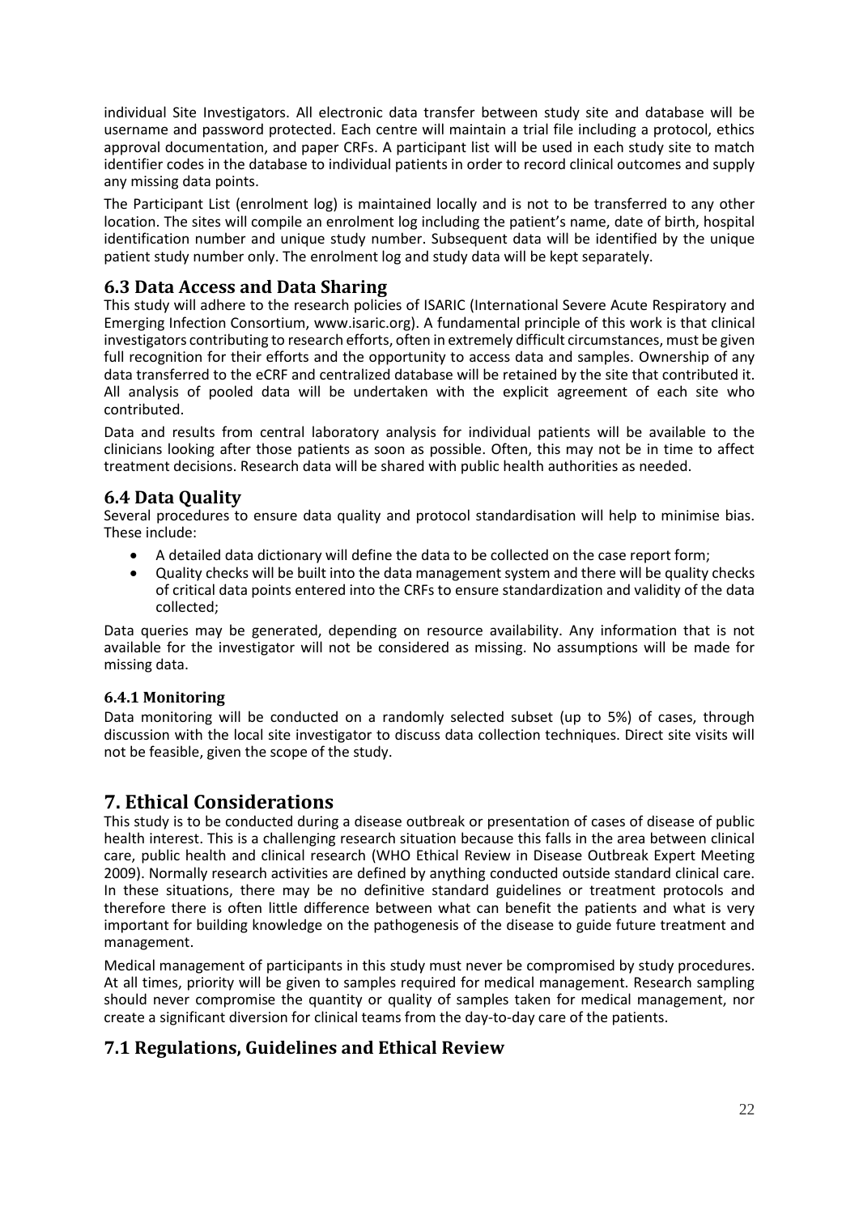individual Site Investigators. All electronic data transfer between study site and database will be username and password protected. Each centre will maintain a trial file including a protocol, ethics approval documentation, and paper CRFs. A participant list will be used in each study site to match identifier codes in the database to individual patients in order to record clinical outcomes and supply any missing data points.

The Participant List (enrolment log) is maintained locally and is not to be transferred to any other location. The sites will compile an enrolment log including the patient's name, date of birth, hospital identification number and unique study number. Subsequent data will be identified by the unique patient study number only. The enrolment log and study data will be kept separately.

## 6.3 Data Access and Data Sharing

This study will adhere to the research policies of ISARIC (International Severe Acute Respiratory and Emerging Infection Consortium, www.isaric.org). A fundamental principle of this work is that clinical investigators contributing to research efforts, often in extremely difficult circumstances, must be given full recognition for their efforts and the opportunity to access data and samples. Ownership of any data transferred to the eCRF and centralized database will be retained by the site that contributed it. All analysis of pooled data will be undertaken with the explicit agreement of each site who contributed.

Data and results from central laboratory analysis for individual patients will be available to the clinicians looking after those patients as soon as possible. Often, this may not be in time to affect treatment decisions. Research data will be shared with public health authorities as needed.

## 6.4 Data Quality

Several procedures to ensure data quality and protocol standardisation will help to minimise bias. These include:

- A detailed data dictionary will define the data to be collected on the case report form;
- Quality checks will be built into the data management system and there will be quality checks of critical data points entered into the CRFs to ensure standardization and validity of the data collected;

Data queries may be generated, depending on resource availability. Any information that is not available for the investigator will not be considered as missing. No assumptions will be made for missing data.

### 6.4.1 Monitoring

Data monitoring will be conducted on a randomly selected subset (up to 5%) of cases, through discussion with the local site investigator to discuss data collection techniques. Direct site visits will not be feasible, given the scope of the study.

# 7. Ethical Considerations

This study is to be conducted during a disease outbreak or presentation of cases of disease of public health interest. This is a challenging research situation because this falls in the area between clinical care, public health and clinical research (WHO Ethical Review in Disease Outbreak Expert Meeting 2009). Normally research activities are defined by anything conducted outside standard clinical care. In these situations, there may be no definitive standard guidelines or treatment protocols and therefore there is often little difference between what can benefit the patients and what is very important for building knowledge on the pathogenesis of the disease to guide future treatment and management.

Medical management of participants in this study must never be compromised by study procedures. At all times, priority will be given to samples required for medical management. Research sampling should never compromise the quantity or quality of samples taken for medical management, nor create a significant diversion for clinical teams from the day-to-day care of the patients.

## 7.1 Regulations, Guidelines and Ethical Review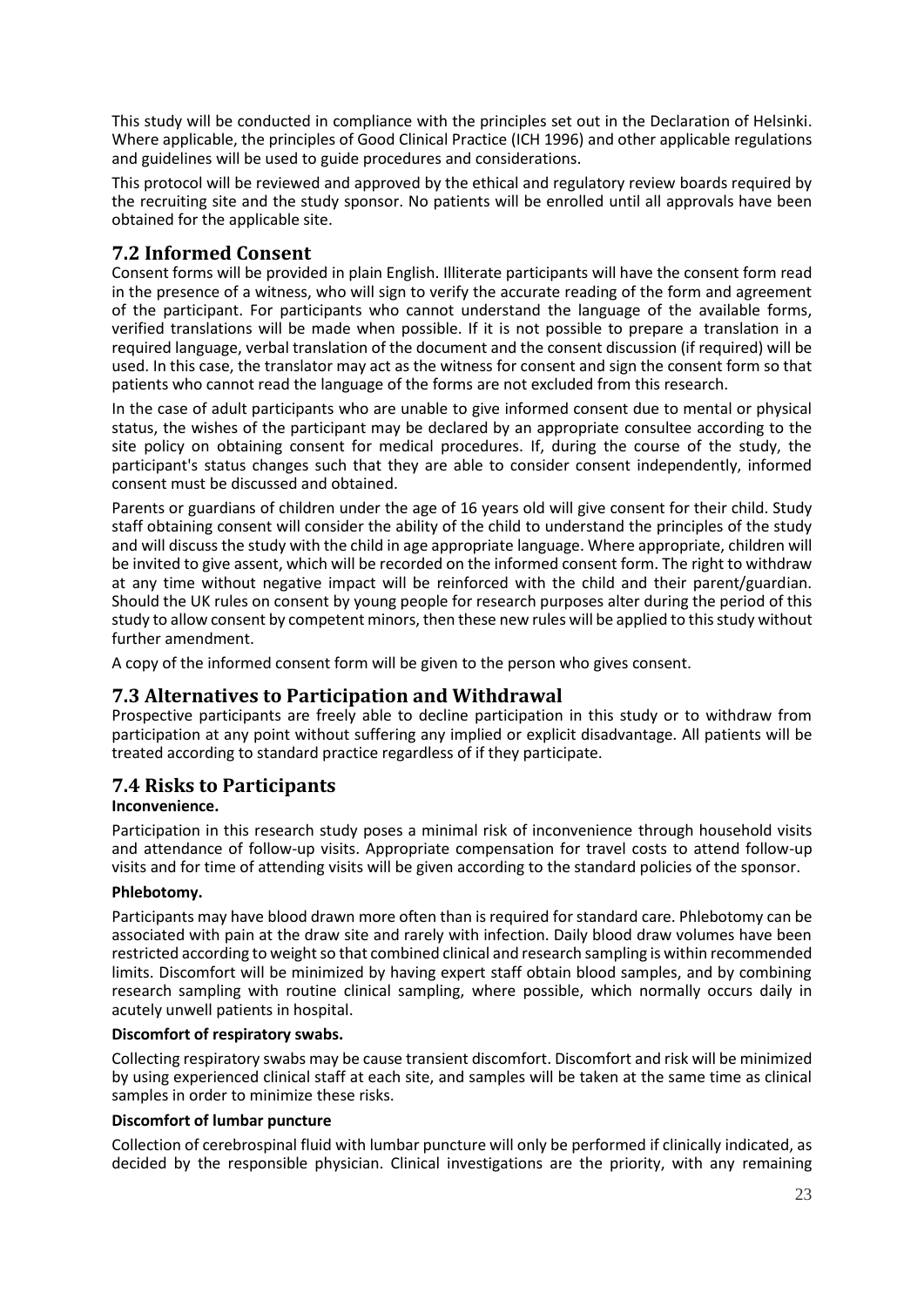This study will be conducted in compliance with the principles set out in the Declaration of Helsinki. Where applicable, the principles of Good Clinical Practice (ICH 1996) and other applicable regulations and guidelines will be used to guide procedures and considerations.

This protocol will be reviewed and approved by the ethical and regulatory review boards required by the recruiting site and the study sponsor. No patients will be enrolled until all approvals have been obtained for the applicable site.

## 7.2 Informed Consent

Consent forms will be provided in plain English. Illiterate participants will have the consent form read in the presence of a witness, who will sign to verify the accurate reading of the form and agreement of the participant. For participants who cannot understand the language of the available forms, verified translations will be made when possible. If it is not possible to prepare a translation in a required language, verbal translation of the document and the consent discussion (if required) will be used. In this case, the translator may act as the witness for consent and sign the consent form so that patients who cannot read the language of the forms are not excluded from this research.

In the case of adult participants who are unable to give informed consent due to mental or physical status, the wishes of the participant may be declared by an appropriate consultee according to the site policy on obtaining consent for medical procedures. If, during the course of the study, the participant's status changes such that they are able to consider consent independently, informed consent must be discussed and obtained.

Parents or guardians of children under the age of 16 years old will give consent for their child. Study staff obtaining consent will consider the ability of the child to understand the principles of the study and will discuss the study with the child in age appropriate language. Where appropriate, children will be invited to give assent, which will be recorded on the informed consent form. The right to withdraw at any time without negative impact will be reinforced with the child and their parent/guardian. Should the UK rules on consent by young people for research purposes alter during the period of this study to allow consent by competent minors, then these new rules will be applied to this study without further amendment.

A copy of the informed consent form will be given to the person who gives consent.

## 7.3 Alternatives to Participation and Withdrawal

Prospective participants are freely able to decline participation in this study or to withdraw from participation at any point without suffering any implied or explicit disadvantage. All patients will be treated according to standard practice regardless of if they participate.

## 7.4 Risks to Participants

**Inconvenience.**

Participation in this research study poses a minimal risk of inconvenience through household visits and attendance of follow-up visits. Appropriate compensation for travel costs to attend follow-up visits and for time of attending visits will be given according to the standard policies of the sponsor.

**Phlebotomy.**

Participants may have blood drawn more often than is required for standard care. Phlebotomy can be associated with pain at the draw site and rarely with infection. Daily blood draw volumes have been restricted according to weight so that combined clinical and research sampling is within recommended limits. Discomfort will be minimized by having expert staff obtain blood samples, and by combining research sampling with routine clinical sampling, where possible, which normally occurs daily in acutely unwell patients in hospital.

**Discomfort of respiratory swabs.**

Collecting respiratory swabs may be cause transient discomfort. Discomfort and risk will be minimized by using experienced clinical staff at each site, and samples will be taken at the same time as clinical samples in order to minimize these risks.

**Discomfort of lumbar puncture**

Collection of cerebrospinal fluid with lumbar puncture will only be performed if clinically indicated, as decided by the responsible physician. Clinical investigations are the priority, with any remaining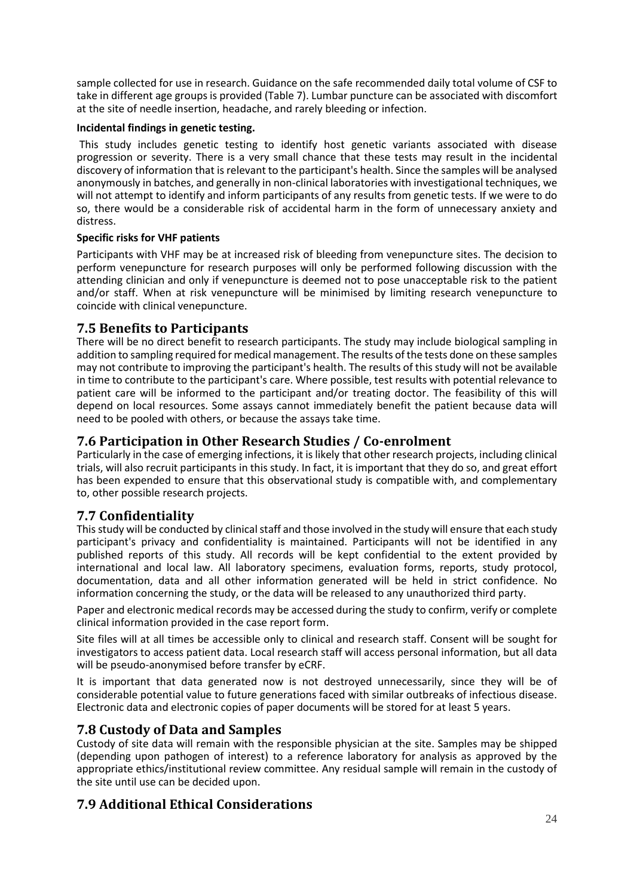sample collected for use in research. Guidance on the safe recommended daily total volume of CSF to take in different age groups is provided (Table 7). Lumbar puncture can be associated with discomfort at the site of needle insertion, headache, and rarely bleeding or infection.

**Incidental findings in genetic testing.**

This study includes genetic testing to identify host genetic variants associated with disease progression or severity. There is a very small chance that these tests may result in the incidental discovery of information that is relevant to the participant's health. Since the samples will be analysed anonymously in batches, and generally in non-clinical laboratories with investigational techniques, we will not attempt to identify and inform participants of any results from genetic tests. If we were to do so, there would be a considerable risk of accidental harm in the form of unnecessary anxiety and distress.

**Specific risks for VHF patients**

Participants with VHF may be at increased risk of bleeding from venepuncture sites. The decision to perform venepuncture for research purposes will only be performed following discussion with the attending clinician and only if venepuncture is deemed not to pose unacceptable risk to the patient and/or staff. When at risk venepuncture will be minimised by limiting research venepuncture to coincide with clinical venepuncture.

## 7.5 Benefits to Participants

There will be no direct benefit to research participants. The study may include biological sampling in addition to sampling required for medical management. The results of the tests done on these samples may not contribute to improving the participant's health. The results of this study will not be available in time to contribute to the participant's care. Where possible, test results with potential relevance to patient care will be informed to the participant and/or treating doctor. The feasibility of this will depend on local resources. Some assays cannot immediately benefit the patient because data will need to be pooled with others, or because the assays take time.

## 7.6 Participation in Other Research Studies / Co-enrolment

Particularly in the case of emerging infections, it is likely that other research projects, including clinical trials, will also recruit participants in this study. In fact, it is important that they do so, and great effort has been expended to ensure that this observational study is compatible with, and complementary to, other possible research projects.

## 7.7 Confidentiality

This study will be conducted by clinical staff and those involved in the study will ensure that each study participant's privacy and confidentiality is maintained. Participants will not be identified in any published reports of this study. All records will be kept confidential to the extent provided by international and local law. All laboratory specimens, evaluation forms, reports, study protocol, documentation, data and all other information generated will be held in strict confidence. No information concerning the study, or the data will be released to any unauthorized third party.

Paper and electronic medical records may be accessed during the study to confirm, verify or complete clinical information provided in the case report form.

Site files will at all times be accessible only to clinical and research staff. Consent will be sought for investigators to access patient data. Local research staff will access personal information, but all data will be pseudo-anonymised before transfer by eCRF.

It is important that data generated now is not destroyed unnecessarily, since they will be of considerable potential value to future generations faced with similar outbreaks of infectious disease. Electronic data and electronic copies of paper documents will be stored for at least 5 years.

## 7.8 Custody of Data and Samples

Custody of site data will remain with the responsible physician at the site. Samples may be shipped (depending upon pathogen of interest) to a reference laboratory for analysis as approved by the appropriate ethics/institutional review committee. Any residual sample will remain in the custody of the site until use can be decided upon.

## 7.9 Additional Ethical Considerations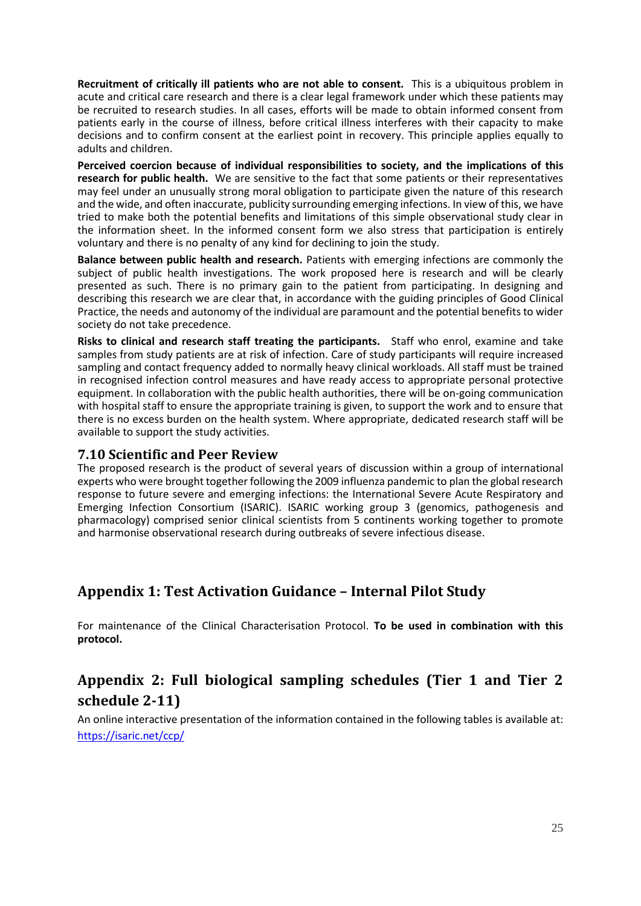**Recruitment of critically ill patients who are not able to consent.** This is a ubiquitous problem in acute and critical care research and there is a clear legal framework under which these patients may be recruited to research studies. In all cases, efforts will be made to obtain informed consent from patients early in the course of illness, before critical illness interferes with their capacity to make decisions and to confirm consent at the earliest point in recovery. This principle applies equally to adults and children.

**Perceived coercion because of individual responsibilities to society, and the implications of this research for public health.** We are sensitive to the fact that some patients or their representatives may feel under an unusually strong moral obligation to participate given the nature of this research and the wide, and often inaccurate, publicity surrounding emerging infections. In view of this, we have tried to make both the potential benefits and limitations of this simple observational study clear in the information sheet. In the informed consent form we also stress that participation is entirely voluntary and there is no penalty of any kind for declining to join the study.

**Balance between public health and research.** Patients with emerging infections are commonly the subject of public health investigations. The work proposed here is research and will be clearly presented as such. There is no primary gain to the patient from participating. In designing and describing this research we are clear that, in accordance with the guiding principles of Good Clinical Practice, the needs and autonomy of the individual are paramount and the potential benefits to wider society do not take precedence.

**Risks to clinical and research staff treating the participants.** Staff who enrol, examine and take samples from study patients are at risk of infection. Care of study participants will require increased sampling and contact frequency added to normally heavy clinical workloads. All staff must be trained in recognised infection control measures and have ready access to appropriate personal protective equipment. In collaboration with the public health authorities, there will be on-going communication with hospital staff to ensure the appropriate training is given, to support the work and to ensure that there is no excess burden on the health system. Where appropriate, dedicated research staff will be available to support the study activities.

### 7.10 Scientific and Peer Review

The proposed research is the product of several years of discussion within a group of international experts who were brought together following the 2009 influenza pandemic to plan the global research response to future severe and emerging infections: the International Severe Acute Respiratory and Emerging Infection Consortium (ISARIC). ISARIC working group 3 (genomics, pathogenesis and pharmacology) comprised senior clinical scientists from 5 continents working together to promote and harmonise observational research during outbreaks of severe infectious disease.

## Appendix 1: Test Activation Guidance – Internal Pilot Study

For maintenance of the Clinical Characterisation Protocol. **To be used in combination with this protocol.**

## Appendix 2: Full biological sampling schedules (Tier 1 and Tier 2 schedule 2-11)

An online interactive presentation of the information contained in the following tables is available at: https://isaric.net/ccp/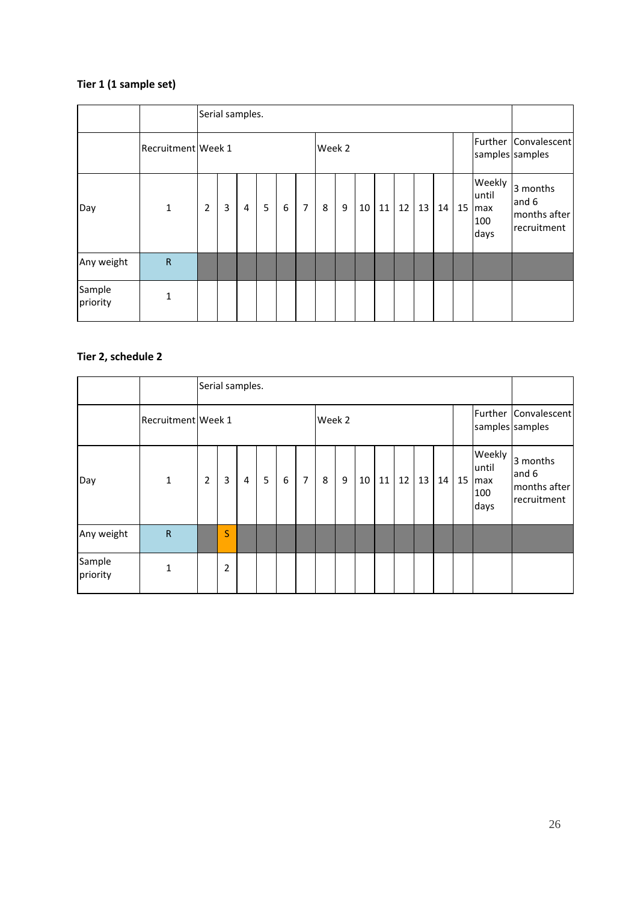**Tier 1 (1 sample set)**

| | | Serial samples. | | | | | | | | | | | | | | | |
|---|---|---|---|---|---|---|---|---|---|---|---|---|---|---|---|---|---|
| | Recruitment | Week 1 | | | | | | Week 2 | | | | | | | | Further samples | Convalescent samples |
| Day | 1 | 2 | 3 | 4 | 5 | 6 | 7 | 8 | 9 | 10 | 11 | 12 | 13 | 14 | 15 | Weekly until max 100 days | 3 months and 6 months after recruitment |
| Any weight | R | | | | | | | | | | | | | | | | |
| Sample priority | 1 | | | | | | | | | | | | | | | | |

**Tier 2, schedule 2**

| | | Serial samples. | | | | | | | | | | | | | | | |
|---|---|---|---|---|---|---|---|---|---|---|---|---|---|---|---|---|---|
| | Recruitment | Week 1 | | | | | | Week 2 | | | | | | | | Further samples | Convalescent samples |
| Day | 1 | 2 | 3 | 4 | 5 | 6 | 7 | 8 | 9 | 10 | 11 | 12 | 13 | 14 | 15 | Weekly until max 100 days | 3 months and 6 months after recruitment |
| Any weight | R | | S | | | | | | | | | | | | | | |
| Sample priority | 1 | | 2 | | | | | | | | | | | | | | |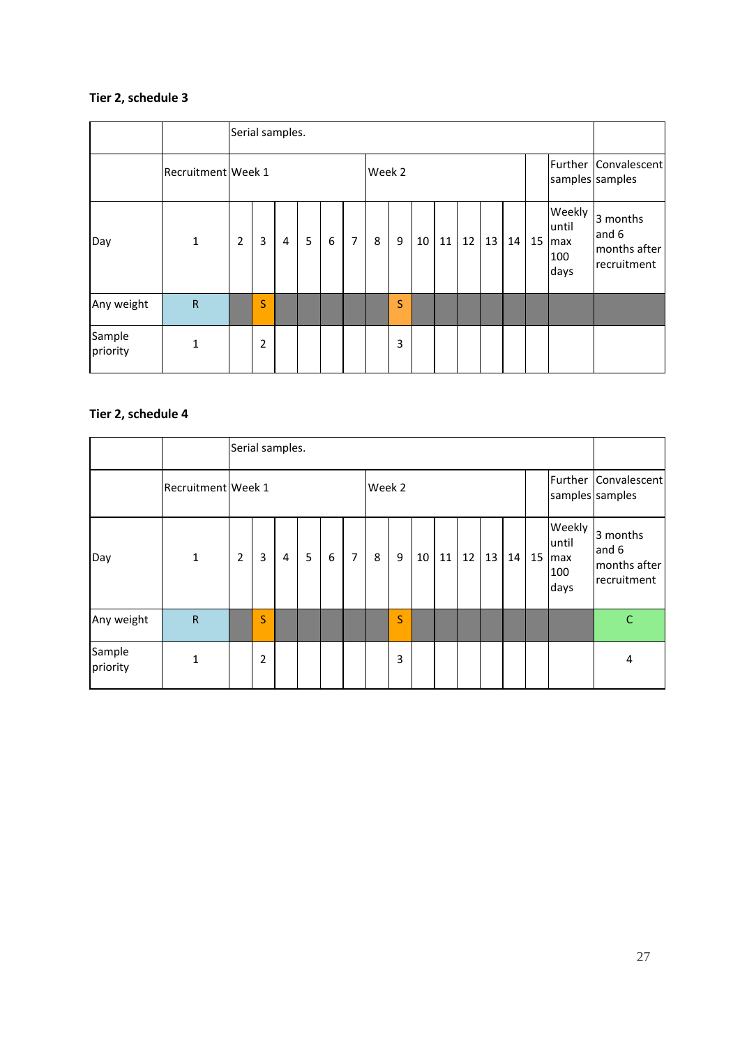**Tier 2, schedule 3**

| | | Serial samples. | | | | | | | | | | | | | | | |
|---|---|---|---|---|---|---|---|---|---|---|---|---|---|---|---|---|---|
| | Recruitment | Week 1 | | | | | | Week 2 | | | | | | | | Further samples | Convalescent samples |
| Day | 1 | 2 | 3 | 4 | 5 | 6 | 7 | 8 | 9 | 10 | 11 | 12 | 13 | 14 | 15 | Weekly until max 100 days | 3 months and 6 months after recruitment |
| Any weight | R | | S | | | | | | S | | | | | | | | |
| Sample priority | 1 | | 2 | | | | | | 3 | | | | | | | | |

**Tier 2, schedule 4**

| | | Serial samples. | | | | | | | | | | | | | | | |
|---|---|---|---|---|---|---|---|---|---|---|---|---|---|---|---|---|---|
| | Recruitment | Week 1 | | | | | | Week 2 | | | | | | | | Further samples | Convalescent samples |
| Day | 1 | 2 | 3 | 4 | 5 | 6 | 7 | 8 | 9 | 10 | 11 | 12 | 13 | 14 | 15 | Weekly until max 100 days | 3 months and 6 months after recruitment |
| Any weight | R | | S | | | | | | S | | | | | | | | C |
| Sample priority | 1 | | 2 | | | | | | 3 | | | | | | | | 4 |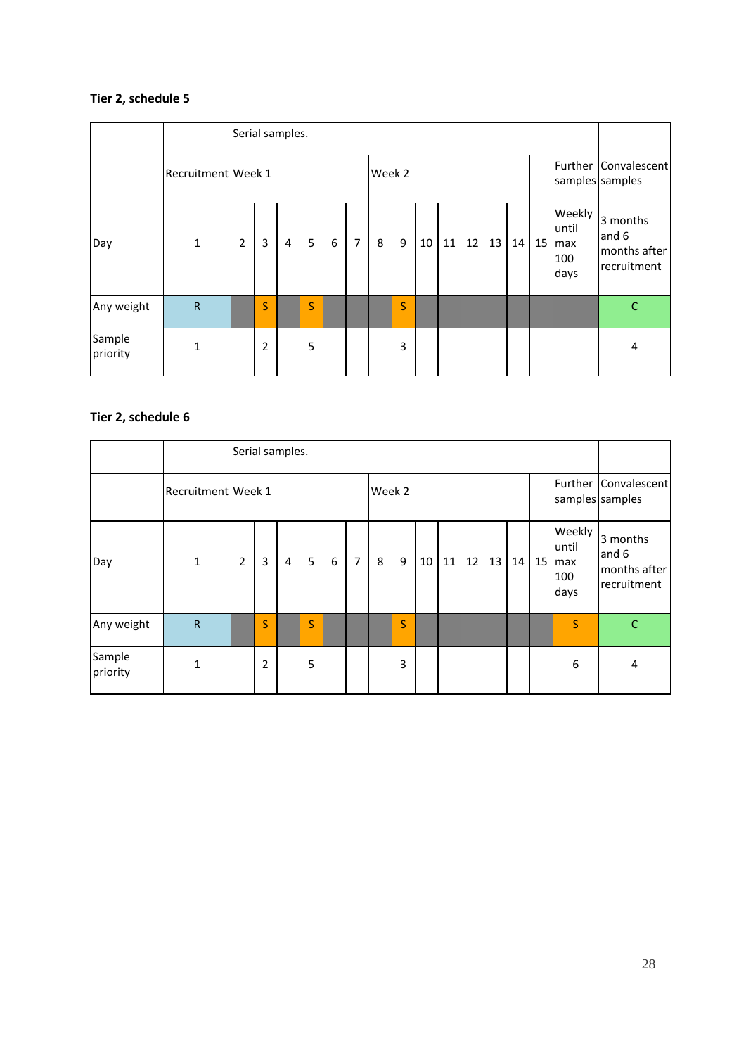**Tier 2, schedule 5**

| | | Serial samples. | | | | | | | | | | | | | | | |
|---|---|---|---|---|---|---|---|---|---|---|---|---|---|---|---|---|---|
| | Recruitment | Week 1 | | | | | | Week 2 | | | | | | | | Further samples | Convalescent samples |
| Day | 1 | 2 | 3 | 4 | 5 | 6 | 7 | 8 | 9 | 10 | 11 | 12 | 13 | 14 | 15 | Weekly until max 100 days | 3 months and 6 months after recruitment |
| Any weight | R | | S | | S | | | | S | | | | | | | | C |
| Sample priority | 1 | | 2 | | 5 | | | | 3 | | | | | | | | 4 |

**Tier 2, schedule 6**

| | | Serial samples. | | | | | | | | | | | | | | | |
|---|---|---|---|---|---|---|---|---|---|---|---|---|---|---|---|---|---|
| | Recruitment | Week 1 | | | | | | Week 2 | | | | | | | | Further samples | Convalescent samples |
| Day | 1 | 2 | 3 | 4 | 5 | 6 | 7 | 8 | 9 | 10 | 11 | 12 | 13 | 14 | 15 | Weekly until max 100 days | 3 months and 6 months after recruitment |
| Any weight | R | | S | | S | | | | S | | | | | | | S | C |
| Sample priority | 1 | | 2 | | 5 | | | | 3 | | | | | | | 6 | 4 |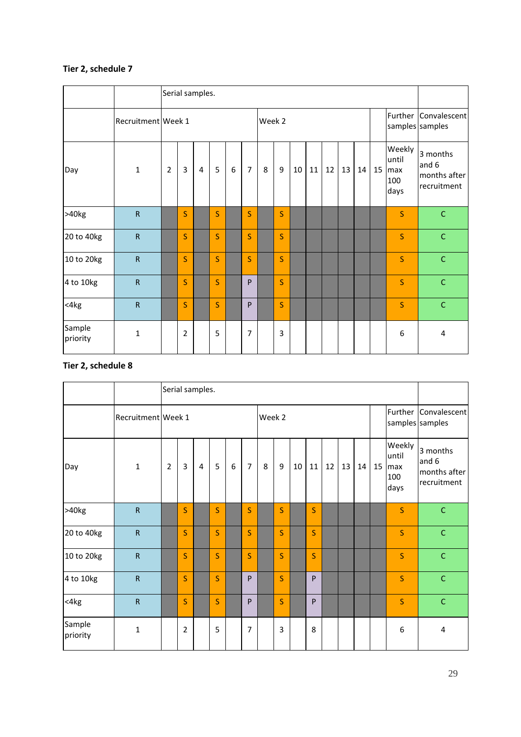**Tier 2, schedule 7**

| | | Serial samples. | | | | | | | | | | | | | | | |
|---|---|---|---|---|---|---|---|---|---|---|---|---|---|---|---|---|---|
| | Recruitment | Week 1 | | | | | | Week 2 | | | | | | | | Further samples | Convalescent samples |
| Day | 1 | 2 | 3 | 4 | 5 | 6 | 7 | 8 | 9 | 10 | 11 | 12 | 13 | 14 | 15 | Weekly until max 100 days | 3 months and 6 months after recruitment |
| >40kg | R | | S | | S | | S | | S | | | | | | | S | C |
| 20 to 40kg | R | | S | | S | | S | | S | | | | | | | S | C |
| 10 to 20kg | R | | S | | S | | S | | S | | | | | | | S | C |
| 4 to 10kg | R | | S | | S | | P | | S | | | | | | | S | C |
| <4kg | R | | S | | S | | P | | S | | | | | | | S | C |
| Sample priority | 1 | | 2 | | 5 | | 7 | | 3 | | | | | | | 6 | 4 |

**Tier 2, schedule 8**

| | | Serial samples. | | | | | | | | | | | | | | | |
|---|---|---|---|---|---|---|---|---|---|---|---|---|---|---|---|---|---|
| | Recruitment | Week 1 | | | | | | Week 2 | | | | | | | | Further samples | Convalescent samples |
| Day | 1 | 2 | 3 | 4 | 5 | 6 | 7 | 8 | 9 | 10 | 11 | 12 | 13 | 14 | 15 | Weekly until max 100 days | 3 months and 6 months after recruitment |
| >40kg | R | | S | | S | | S | | S | | S | | | | | S | C |
| 20 to 40kg | R | | S | | S | | S | | S | | S | | | | | S | C |
| 10 to 20kg | R | | S | | S | | S | | S | | S | | | | | S | C |
| 4 to 10kg | R | | S | | S | | P | | S | | P | | | | | S | C |
| <4kg | R | | S | | S | | P | | S | | P | | | | | S | C |
| Sample priority | 1 | | 2 | | 5 | | 7 | | 3 | | 8 | | | | | 6 | 4 |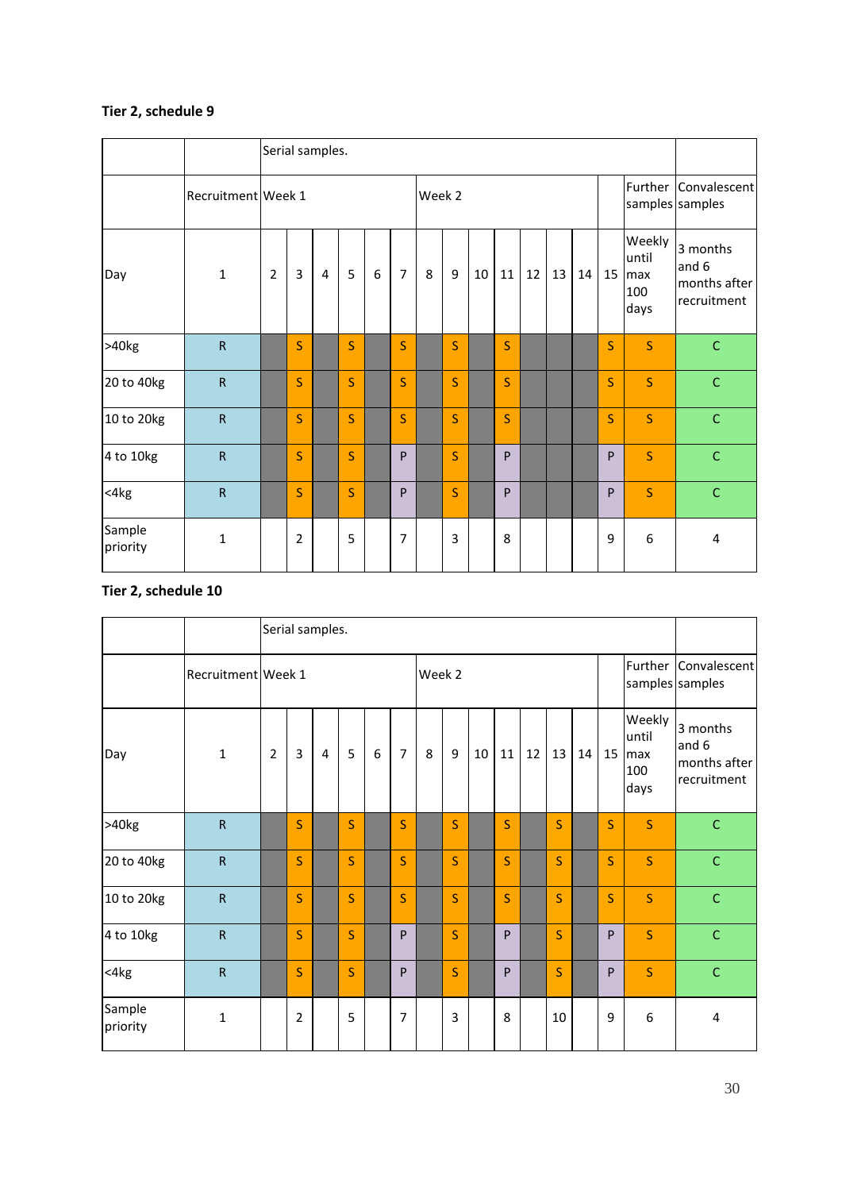**Tier 2, schedule 9**

| | | Serial samples. | | | | | | | | | | | | | | | |
|---|---|---|---|---|---|---|---|---|---|---|---|---|---|---|---|---|---|
| | Recruitment | Week 1 | | | | | | Week 2 | | | | | | | | Further samples | Convalescent samples |
| Day | 1 | 2 | 3 | 4 | 5 | 6 | 7 | 8 | 9 | 10 | 11 | 12 | 13 | 14 | 15 | Weekly until max 100 days | 3 months and 6 months after recruitment |
| >40kg | R | | S | | S | | S | | S | | S | | | | S | S | C |
| 20 to 40kg | R | | S | | S | | S | | S | | S | | | | S | S | C |
| 10 to 20kg | R | | S | | S | | S | | S | | S | | | | S | S | C |
| 4 to 10kg | R | | S | | S | | P | | S | | P | | | | P | S | C |
| <4kg | R | | S | | S | | P | | S | | P | | | | P | S | C |
| Sample priority | 1 | | 2 | | 5 | | 7 | | 3 | | 8 | | | | 9 | 6 | 4 |

**Tier 2, schedule 10**

| | | Serial samples. | | | | | | | | | | | | | | | |
|---|---|---|---|---|---|---|---|---|---|---|---|---|---|---|---|---|---|
| | Recruitment | Week 1 | | | | | | Week 2 | | | | | | | | Further samples | Convalescent samples |
| Day | 1 | 2 | 3 | 4 | 5 | 6 | 7 | 8 | 9 | 10 | 11 | 12 | 13 | 14 | 15 | Weekly until max 100 days | 3 months and 6 months after recruitment |
| >40kg | R | | S | | S | | S | | S | | S | | S | | S | S | C |
| 20 to 40kg | R | | S | | S | | S | | S | | S | | S | | S | S | C |
| 10 to 20kg | R | | S | | S | | S | | S | | S | | S | | S | S | C |
| 4 to 10kg | R | | S | | S | | P | | S | | P | | S | | P | S | C |
| <4kg | R | | S | | S | | P | | S | | P | | S | | P | S | C |
| Sample priority | 1 | | 2 | | 5 | | 7 | | 3 | | 8 | | 10 | | 9 | 6 | 4 |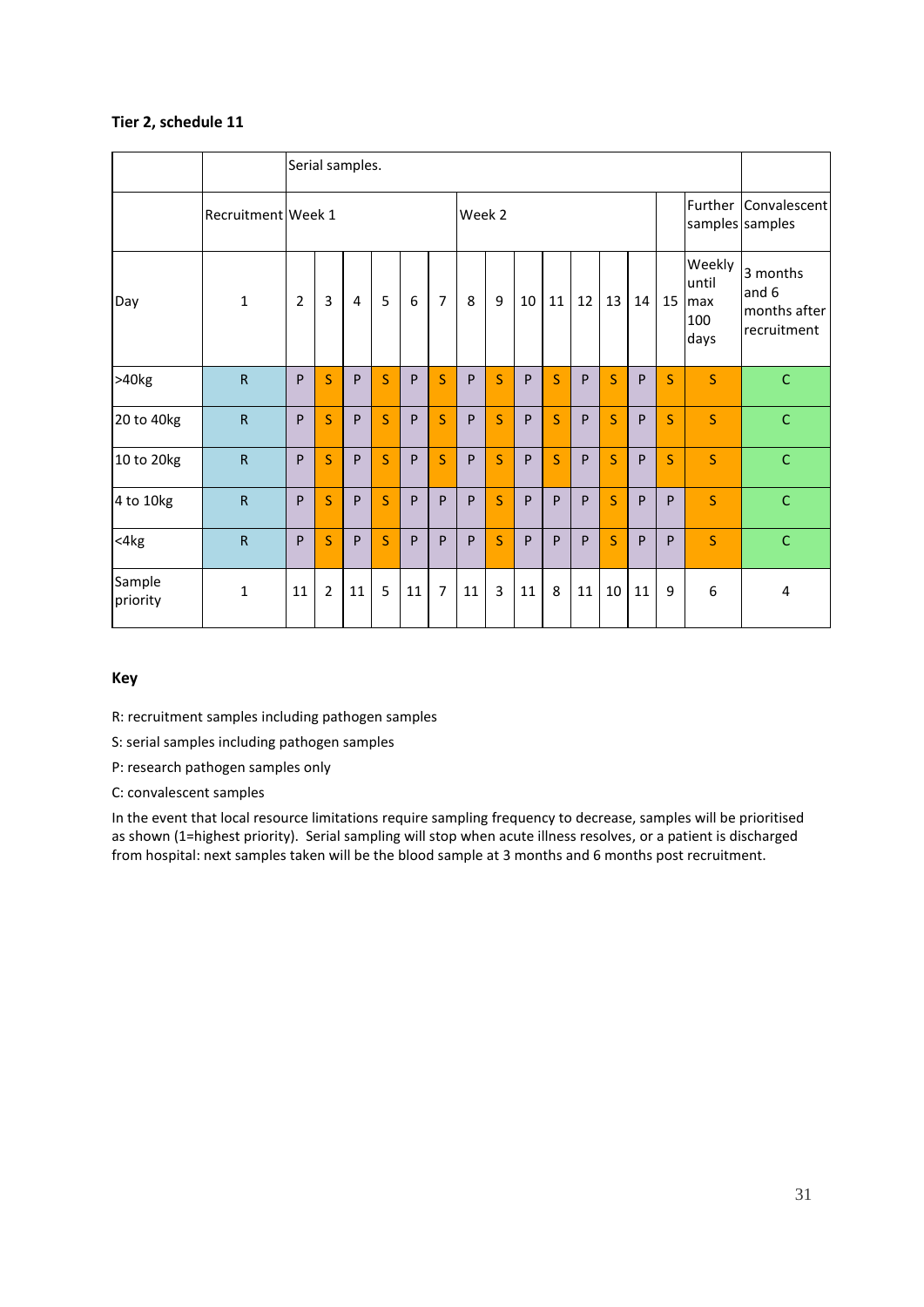**Tier 2, schedule 11**

| | | Serial samples. | | | | | | | | | | | | | | | |
|---|---|---|---|---|---|---|---|---|---|---|---|---|---|---|---|---|---|
| | Recruitment | Week 1 | | | | | | Week 2 | | | | | | | | Further samples | Convalescent samples |
| Day | 1 | 2 | 3 | 4 | 5 | 6 | 7 | 8 | 9 | 10 | 11 | 12 | 13 | 14 | 15 | Weekly until max 100 days | 3 months and 6 months after recruitment |
| >40kg | R | P | S | P | S | P | S | P | S | P | S | P | S | P | S | S | C |
| 20 to 40kg | R | P | S | P | S | P | S | P | S | P | S | P | S | P | S | S | C |
| 10 to 20kg | R | P | S | P | S | P | S | P | S | P | S | P | S | P | S | S | C |
| 4 to 10kg | R | P | S | P | S | P | P | P | S | P | P | P | S | P | P | S | C |
| <4kg | R | P | S | P | S | P | P | P | S | P | P | P | S | P | P | S | C |
| Sample priority | 1 | 11 | 2 | 11 | 5 | 11 | 7 | 11 | 3 | 11 | 8 | 11 | 10 | 11 | 9 | 6 | 4 |

**Key**

R: recruitment samples including pathogen samples

S: serial samples including pathogen samples

P: research pathogen samples only

C: convalescent samples

In the event that local resource limitations require sampling frequency to decrease, samples will be prioritised as shown (1=highest priority). Serial sampling will stop when acute illness resolves, or a patient is discharged from hospital: next samples taken will be the blood sample at 3 months and 6 months post recruitment.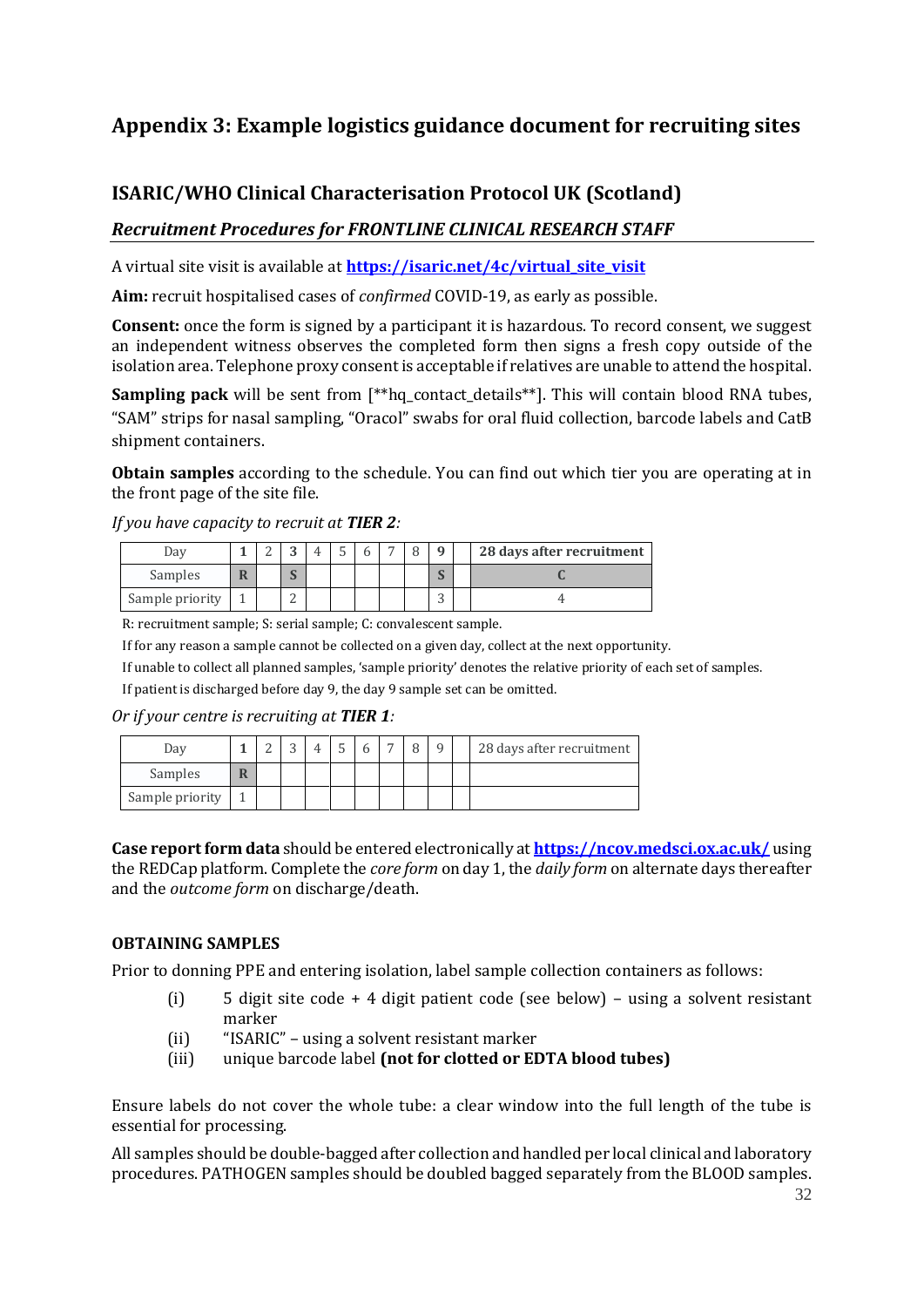# Appendix 3: Example logistics guidance document for recruiting sites

## ISARIC/WHO Clinical Characterisation Protocol UK (Scotland)

### *Recruitment Procedures for FRONTLINE CLINICAL RESEARCH STAFF*

A virtual site visit is available at **https://isaric.net/4c/virtual_site_visit**

**Aim:** recruit hospitalised cases of *confirmed* COVID-19, as early as possible.

**Consent:** once the form is signed by a participant it is hazardous. To record consent, we suggest an independent witness observes the completed form then signs a fresh copy outside of the isolation area. Telephone proxy consent is acceptable if relatives are unable to attend the hospital.

**Sampling pack** will be sent from [**hq_contact_details**]. This will contain blood RNA tubes, "SAM" strips for nasal sampling, "Oracol" swabs for oral fluid collection, barcode labels and CatB shipment containers.

**Obtain samples** according to the schedule. You can find out which tier you are operating at in the front page of the site file.

*If you have capacity to recruit at **TIER 2**:*

| Day | **1** | 2 | **3** | 4 | 5 | 6 | 7 | 8 | **9** | | **28 days after recruitment** |
|---|---|---|---|---|---|---|---|---|---|---|---|
| Samples | **R** | | **S** | | | | | | **S** | | **C** |
| Sample priority | 1 | | 2 | | | | | | 3 | | 4 |

R: recruitment sample; S: serial sample; C: convalescent sample.

If for any reason a sample cannot be collected on a given day, collect at the next opportunity.

If unable to collect all planned samples, 'sample priority' denotes the relative priority of each set of samples.

If patient is discharged before day 9, the day 9 sample set can be omitted.

*Or if your centre is recruiting at **TIER 1**:*

| Day | **1** | 2 | 3 | 4 | 5 | 6 | 7 | 8 | 9 | | 28 days after recruitment |
|---|---|---|---|---|---|---|---|---|---|---|---|
| Samples | **R** | | | | | | | | | | |
| Sample priority | 1 | | | | | | | | | | |

**Case report form data** should be entered electronically at **https://ncov.medsci.ox.ac.uk/** using the REDCap platform. Complete the *core form* on day 1, the *daily form* on alternate days thereafter and the *outcome form* on discharge/death.

#### OBTAINING SAMPLES

Prior to donning PPE and entering isolation, label sample collection containers as follows:

- (i) 5 digit site code + 4 digit patient code (see below) – using a solvent resistant marker
- (ii) "ISARIC" – using a solvent resistant marker
- (iii) unique barcode label **(not for clotted or EDTA blood tubes)**

Ensure labels do not cover the whole tube: a clear window into the full length of the tube is essential for processing.

All samples should be double-bagged after collection and handled per local clinical and laboratory procedures. PATHOGEN samples should be doubled bagged separately from the BLOOD samples.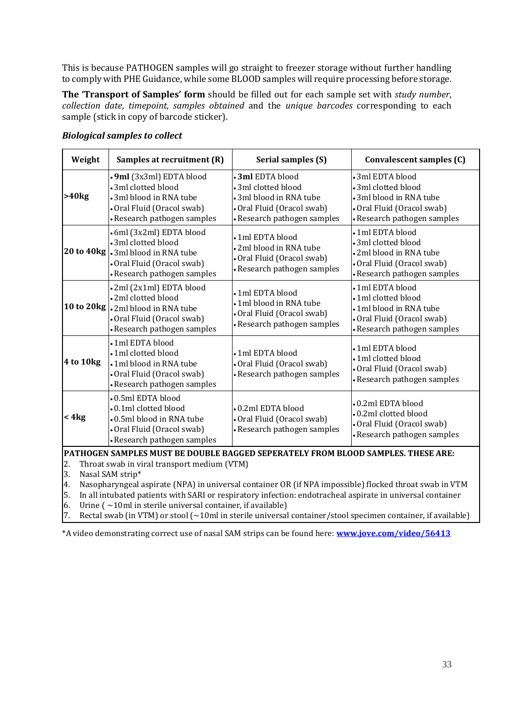This is because PATHOGEN samples will go straight to freezer storage without further handling to comply with PHE Guidance, while some BLOOD samples will require processing before storage.

**The 'Transport of Samples' form** should be filled out for each sample set with *study number*, *collection date*, *timepoint*, *samples obtained* and the *unique barcodes* corresponding to each sample (stick in copy of barcode sticker).

***Biological samples to collect***

| Weight | Samples at recruitment (R) | Serial samples (S) | Convalescent samples (C) |
|---|---|---|---|
| **>40kg** | • **9ml** (3x3ml) EDTA blood<br>• 3ml clotted blood<br>• 3ml blood in RNA tube<br>• Oral Fluid (Oracol swab)<br>• Research pathogen samples | • **3ml** EDTA blood<br>• 3ml clotted blood<br>• 3ml blood in RNA tube<br>• Oral Fluid (Oracol swab)<br>• Research pathogen samples | • 3ml EDTA blood<br>• 3ml clotted blood<br>• 3ml blood in RNA tube<br>• Oral Fluid (Oracol swab)<br>• Research pathogen samples |
| **20 to 40kg** | • 6ml (3x2ml) EDTA blood<br>• 3ml clotted blood<br>• 3ml blood in RNA tube<br>• Oral Fluid (Oracol swab)<br>• Research pathogen samples | • 1ml EDTA blood<br>• 2ml blood in RNA tube<br>• Oral Fluid (Oracol swab)<br>• Research pathogen samples | • 1ml EDTA blood<br>• 3ml clotted blood<br>• 2ml blood in RNA tube<br>• Oral Fluid (Oracol swab)<br>• Research pathogen samples |
| **10 to 20kg** | • 2ml (2x1ml) EDTA blood<br>• 2ml clotted blood<br>• 2ml blood in RNA tube<br>• Oral Fluid (Oracol swab)<br>• Research pathogen samples | • 1ml EDTA blood<br>• 1ml blood in RNA tube<br>• Oral Fluid (Oracol swab)<br>• Research pathogen samples | • 1ml EDTA blood<br>• 1ml clotted blood<br>• 1ml blood in RNA tube<br>• Oral Fluid (Oracol swab)<br>• Research pathogen samples |
| **4 to 10kg** | • 1ml EDTA blood<br>• 1ml clotted blood<br>• 1ml blood in RNA tube<br>• Oral Fluid (Oracol swab)<br>• Research pathogen samples | • 1ml EDTA blood<br>• Oral Fluid (Oracol swab)<br>• Research pathogen samples | • 1ml EDTA blood<br>• 1ml clotted blood<br>• Oral Fluid (Oracol swab)<br>• Research pathogen samples |
| **< 4kg** | • 0.5ml EDTA blood<br>• 0.1ml clotted blood<br>• 0.5ml blood in RNA tube<br>• Oral Fluid (Oracol swab)<br>• Research pathogen samples | • 0.2ml EDTA blood<br>• Oral Fluid (Oracol swab)<br>• Research pathogen samples | • 0.2ml EDTA blood<br>• 0.2ml clotted blood<br>• Oral Fluid (Oracol swab)<br>• Research pathogen samples |

**PATHOGEN SAMPLES MUST BE DOUBLE BAGGED SEPERATELY FROM BLOOD SAMPLES. THESE ARE:**

2. Throat swab in viral transport medium (VTM)
3. Nasal SAM strip*
4. Nasopharyngeal aspirate (NPA) in universal container OR (if NPA impossible) flocked throat swab in VTM
5. In all intubated patients with SARI or respiratory infection: endotracheal aspirate in universal container
6. Urine ( ~10ml in sterile universal container, if available)
7. Rectal swab (in VTM) or stool (~10ml in sterile universal container/stool specimen container, if available)

*A video demonstrating correct use of nasal SAM strips can be found here: **[www.jove.com/video/56413](www.jove.com/video/56413)**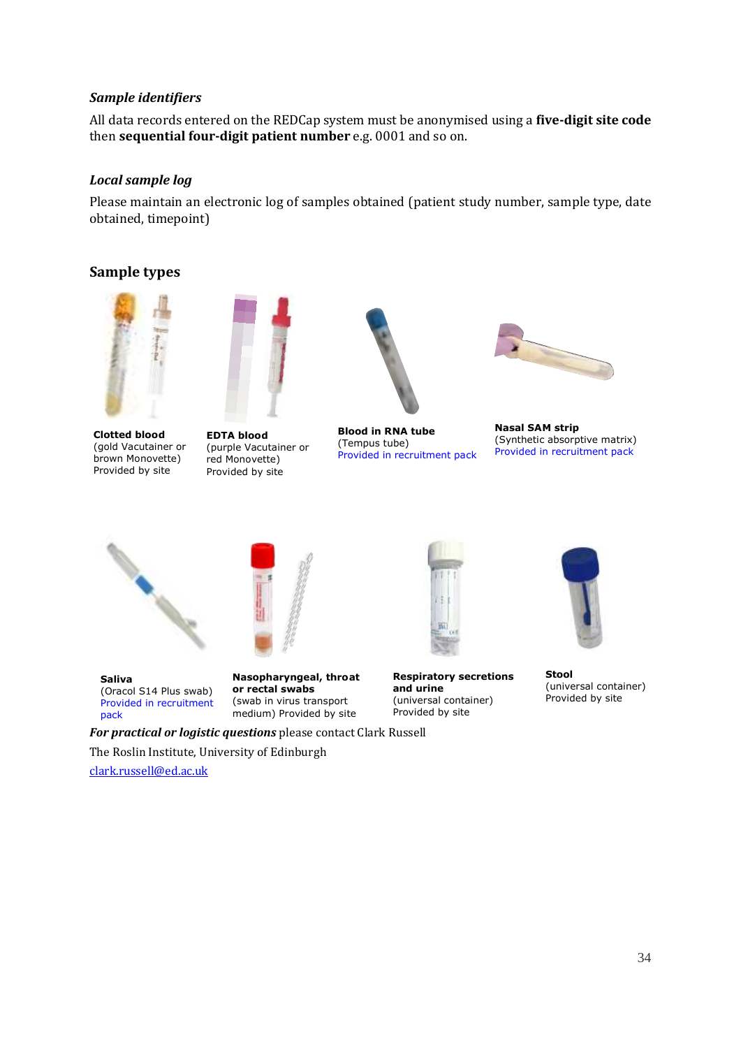### *Sample identifiers*

All data records entered on the REDCap system must be anonymised using a **five-digit site code** then **sequential four-digit patient number** e.g. 0001 and so on.

### *Local sample log*

Please maintain an electronic log of samples obtained (patient study number, sample type, date obtained, timepoint)

## Sample types

**Clotted blood**
(gold Vacutainer or brown Monovette)
Provided by site

**EDTA blood**
(purple Vacutainer or red Monovette)
Provided by site

**Blood in RNA tube**
(Tempus tube)
Provided in recruitment pack

**Nasal SAM strip**
(Synthetic absorptive matrix)
Provided in recruitment pack

**Saliva**
(Oracol S14 Plus swab)
Provided in recruitment pack

**Nasopharyngeal, throat or rectal swabs**
(swab in virus transport medium) Provided by site

**Respiratory secretions and urine**
(universal container)
Provided by site

**Stool**
(universal container)
Provided by site

***For practical or logistic questions*** please contact Clark Russell

The Roslin Institute, University of Edinburgh

clark.russell@ed.ac.uk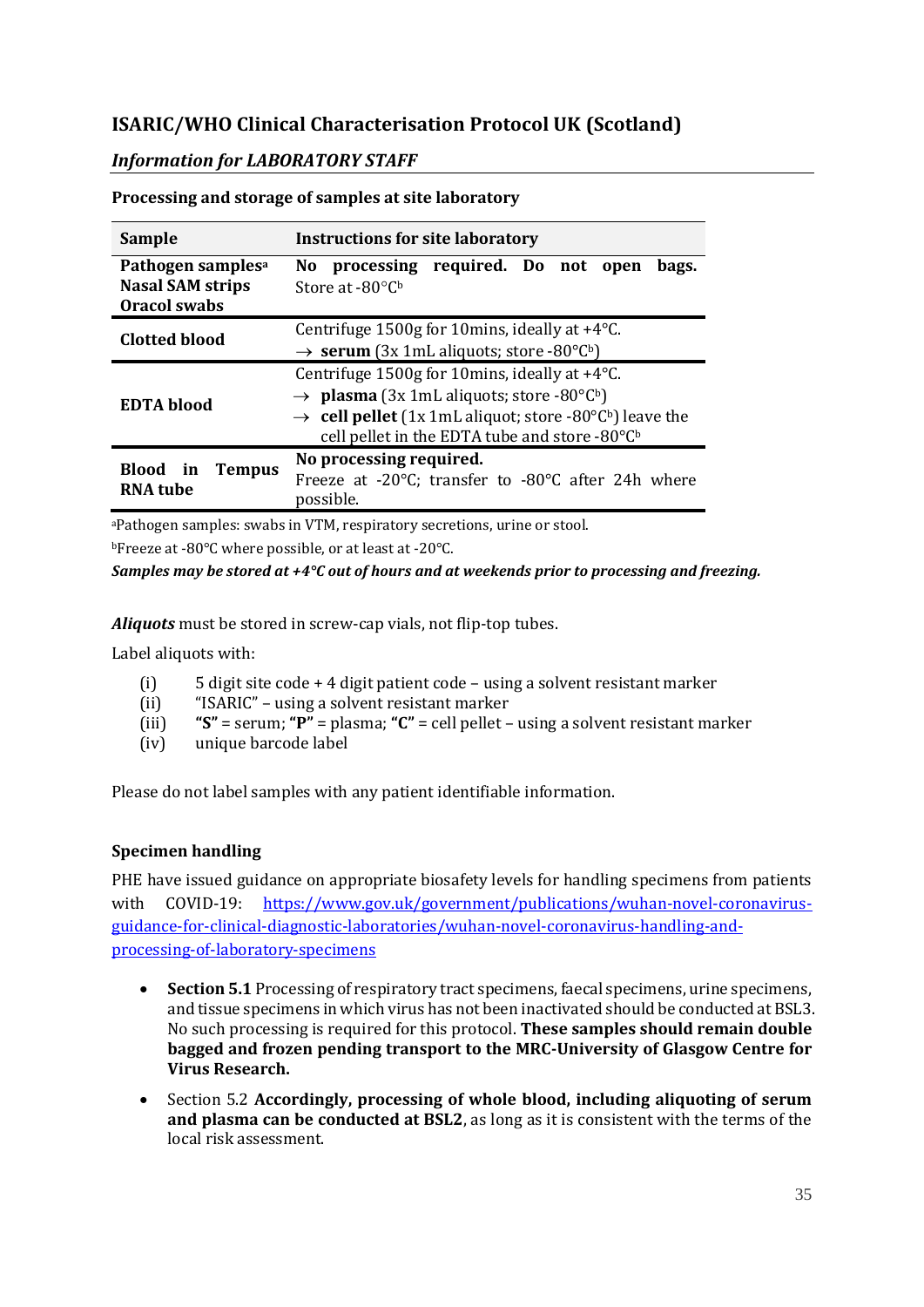## ISARIC/WHO Clinical Characterisation Protocol UK (Scotland)

### *Information for LABORATORY STAFF*

**Processing and storage of samples at site laboratory**

| Sample | Instructions for site laboratory |
|---|---|
| **Pathogen samples[a]** **Nasal SAM strips** **Oracol swabs** | **No processing required. Do not open bags.** Store at -80°C[b] |
| **Clotted blood** | Centrifuge 1500g for 10mins, ideally at +4°C. → **serum** (3x 1mL aliquots; store -80°C[b]) |
| **EDTA blood** | Centrifuge 1500g for 10mins, ideally at +4°C. → **plasma** (3x 1mL aliquots; store -80°C[b]) → **cell pellet** (1x 1mL aliquot; store -80°C[b]) leave the cell pellet in the EDTA tube and store -80°C[b] |
| **Blood in Tempus RNA tube** | **No processing required.** Freeze at -20°C; transfer to -80°C after 24h where possible. |

[a]Pathogen samples: swabs in VTM, respiratory secretions, urine or stool.

[b]Freeze at -80°C where possible, or at least at -20°C.

***Samples may be stored at +4°C out of hours and at weekends prior to processing and freezing.***

***Aliquots*** must be stored in screw-cap vials, not flip-top tubes.

Label aliquots with:

(i) 5 digit site code + 4 digit patient code – using a solvent resistant marker
(ii) "ISARIC" – using a solvent resistant marker
(iii) **"S"** = serum; **"P"** = plasma; **"C"** = cell pellet – using a solvent resistant marker
(iv) unique barcode label

Please do not label samples with any patient identifiable information.

**Specimen handling**

PHE have issued guidance on appropriate biosafety levels for handling specimens from patients with COVID-19: https://www.gov.uk/government/publications/wuhan-novel-coronavirus-guidance-for-clinical-diagnostic-laboratories/wuhan-novel-coronavirus-handling-and-processing-of-laboratory-specimens

- **Section 5.1** Processing of respiratory tract specimens, faecal specimens, urine specimens, and tissue specimens in which virus has not been inactivated should be conducted at BSL3. No such processing is required for this protocol. **These samples should remain double bagged and frozen pending transport to the MRC-University of Glasgow Centre for Virus Research.**
- Section 5.2 **Accordingly, processing of whole blood, including aliquoting of serum and plasma can be conducted at BSL2**, as long as it is consistent with the terms of the local risk assessment.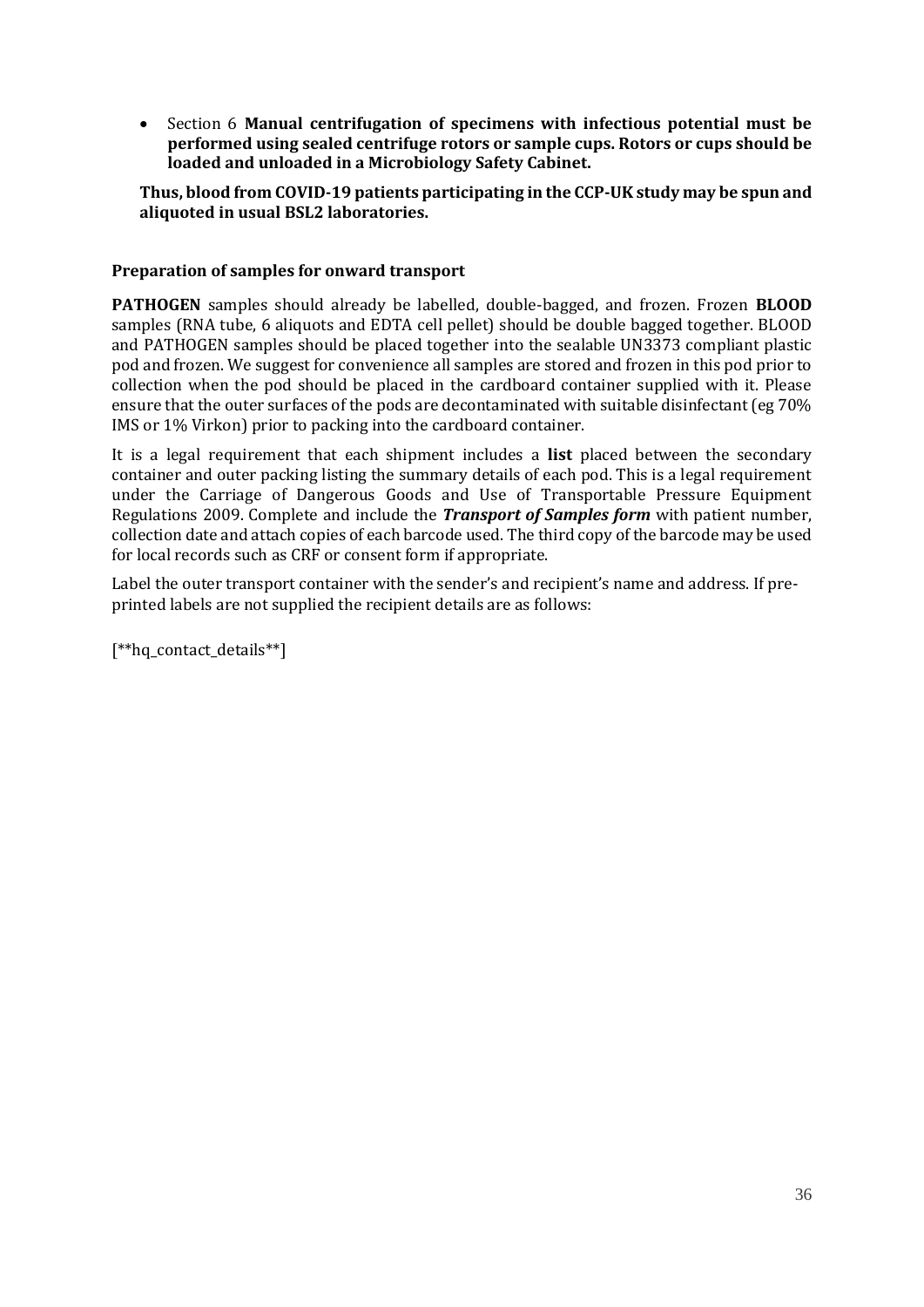- Section 6 **Manual centrifugation of specimens with infectious potential must be performed using sealed centrifuge rotors or sample cups. Rotors or cups should be loaded and unloaded in a Microbiology Safety Cabinet.**

**Thus, blood from COVID-19 patients participating in the CCP-UK study may be spun and aliquoted in usual BSL2 laboratories.**

### Preparation of samples for onward transport

**PATHOGEN** samples should already be labelled, double-bagged, and frozen. Frozen **BLOOD** samples (RNA tube, 6 aliquots and EDTA cell pellet) should be double bagged together. BLOOD and PATHOGEN samples should be placed together into the sealable UN3373 compliant plastic pod and frozen. We suggest for convenience all samples are stored and frozen in this pod prior to collection when the pod should be placed in the cardboard container supplied with it. Please ensure that the outer surfaces of the pods are decontaminated with suitable disinfectant (eg 70% IMS or 1% Virkon) prior to packing into the cardboard container.

It is a legal requirement that each shipment includes a **list** placed between the secondary container and outer packing listing the summary details of each pod. This is a legal requirement under the Carriage of Dangerous Goods and Use of Transportable Pressure Equipment Regulations 2009. Complete and include the ***Transport of Samples form*** with patient number, collection date and attach copies of each barcode used. The third copy of the barcode may be used for local records such as CRF or consent form if appropriate.

Label the outer transport container with the sender's and recipient's name and address. If pre-printed labels are not supplied the recipient details are as follows:

[**hq_contact_details**]